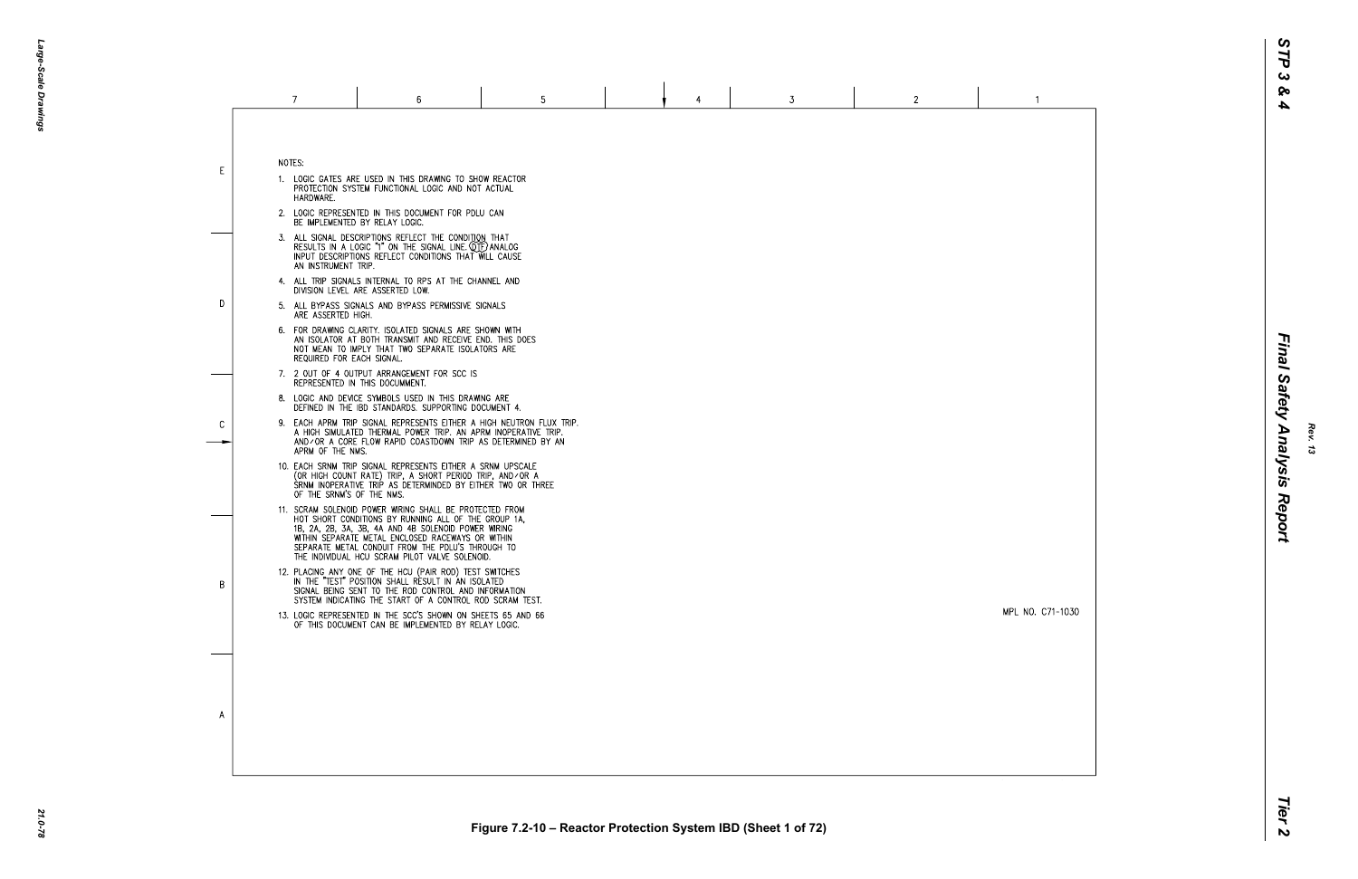NOTES:

1. LOGIC GATES ARE USED IN THIS DRAWING TO SHOW REACTOR PROTECTION SYSTEM FUNCTIONAL LOGIC AND NOT ACTUAL HARDWARE.
2. LOGIC REPRESENTED IN THIS DOCUMENT FOR PDLU CAN BE IMPLEMENTED BY RELAY LOGIC.
3. ALL SIGNAL DESCRIPTIONS REFLECT THE CONDITION THAT RESULTS IN A LOGIC "1" ON THE SIGNAL LINE. (DTF) ANALOG INPUT DESCRIPTIONS REFLECT CONDITIONS THAT WILL CAUSE AN INSTRUMENT TRIP.
4. ALL TRIP SIGNALS INTERNAL TO RPS AT THE CHANNEL AND DIVISION LEVEL ARE ASSERTED LOW.
5. ALL BYPASS SIGNALS AND BYPASS PERMISSIVE SIGNALS ARE ASSERTED HIGH.
6. FOR DRAWING CLARITY, ISOLATED SIGNALS ARE SHOWN WITH AN ISOLATOR AT BOTH TRANSMIT AND RECEIVE END. THIS DOES NOT MEAN TO IMPLY THAT TWO SEPARATE ISOLATORS ARE REQUIRED FOR EACH SIGNAL.
7. 2 OUT OF 4 OUTPUT ARRANGEMENT FOR SCC IS REPRESENTED IN THIS DOCUMMENT.
8. LOGIC AND DEVICE SYMBOLS USED IN THIS DRAWING ARE DEFINED IN THE IBD STANDARDS. SUPPORTING DOCUMENT 4.
9. EACH APRM TRIP SIGNAL REPRESENTS EITHER A HIGH NEUTRON FLUX TRIP, A HIGH SIMULATED THERMAL POWER TRIP, AN APRM INOPERATIVE TRIP, AND/OR A CORE FLOW RAPID COASTDOWN TRIP AS DETERMINED BY AN APRM OF THE NMS.
10. EACH SRNM TRIP SIGNAL REPRESENTS EITHER A SRNM UPSCALE (OR HIGH COUNT RATE) TRIP, A SHORT PERIOD TRIP, AND/OR A SRNM INOPERATIVE TRIP AS DETERMINDED BY EITHER TWO OR THREE OF THE SRNM'S OF THE NMS.
11. SCRAM SOLENOID POWER WIRING SHALL BE PROTECTED FROM HOT SHORT CONDITIONS BY RUNNING ALL OF THE GROUP 1A, 1B, 2A, 2B, 3A, 3B, 4A AND 4B SOLENOID POWER WIRING WITHIN SEPARATE METAL ENCLOSED RACEWAYS OR WITHIN SEPARATE METAL CONDUIT FROM THE PDLU'S THROUGH TO THE INDIVIDUAL HCU SCRAM PILOT VALVE SOLENOID.
12. PLACING ANY ONE OF THE HCU (PAIR ROD) TEST SWITCHES IN THE "TEST" POSITION SHALL RESULT IN AN ISOLATED SIGNAL BEING SENT TO THE ROD CONTROL AND INFORMATION SYSTEM INDICATING THE START OF A CONTROL ROD SCRAM TEST.
13. LOGIC REPRESENTED IN THE SCC'S SHOWN ON SHEETS 65 AND 66 OF THIS DOCUMENT CAN BE IMPLEMENTED BY RELAY LOGIC.

MPL NO. C71-1030

Figure 7.2-10 – Reactor Protection System IBD (Sheet 1 of 72)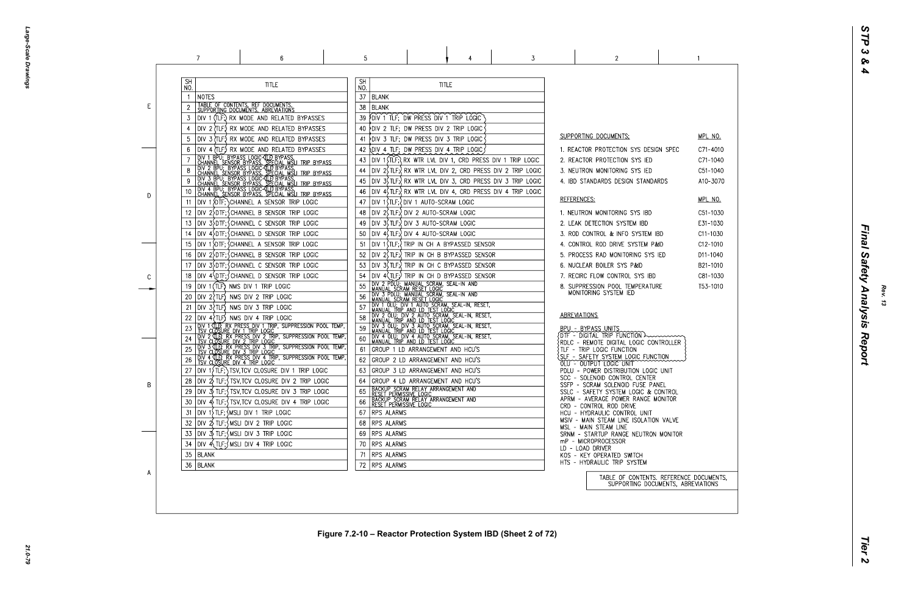| SH NO. | TITLE |
|---|---|
| 1 | NOTES |
| 2 | TABLE OF CONTENTS, REF DOCUMENTS, SUPPORTING DOCUMENTS, ABBREVIATIONS |
| 3 | DIV 1 (TLF) RX MODE AND RELATED BYPASSES |
| 4 | DIV 2 (TLF) RX MODE AND RELATED BYPASSES |
| 5 | DIV 3 (TLF) RX MODE AND RELATED BYPASSES |
| 6 | DIV 4 (TLF) RX MODE AND RELATED BYPASSES |
| 7 | DIV 1 BPU; BYPASS LOGIC (TLF) BYPASS, CHANNEL SENSOR BYPASS, SPECIAL MSLI TRIP BYPASS |
| 8 | DIV 2 BPU; BYPASS LOGIC (TLF) BYPASS, CHANNEL SENSOR BYPASS, SPECIAL MSLI TRIP BYPASS |
| 9 | DIV 3 BPU; BYPASS LOGIC (TLF) BYPASS, CHANNEL SENSOR BYPASS, SPECIAL MSLI TRIP BYPASS |
| 10 | DIV 4 BPU; BYPASS LOGIC (TLF) BYPASS, CHANNEL SENSOR BYPASS, SPECIAL MSLI TRIP BYPASS |
| 11 | DIV 1 DTF; CHANNEL A SENSOR TRIP LOGIC |
| 12 | DIV 2 DTF; CHANNEL B SENSOR TRIP LOGIC |
| 13 | DIV 3 DTF; CHANNEL C SENSOR TRIP LOGIC |
| 14 | DIV 4 DTF; CHANNEL D SENSOR TRIP LOGIC |
| 15 | DIV 1 DTF; CHANNEL A SENSOR TRIP LOGIC |
| 16 | DIV 2 DTF; CHANNEL B SENSOR TRIP LOGIC |
| 17 | DIV 3 DTF; CHANNEL C SENSOR TRIP LOGIC |
| 18 | DIV 4 DTF; CHANNEL D SENSOR TRIP LOGIC |
| 19 | DIV 1 (TLF) NMS DIV 1 TRIP LOGIC |
| 20 | DIV 2 (TLF) NMS DIV 2 TRIP LOGIC |
| 21 | DIV 3 (TLF) NMS DIV 3 TRIP LOGIC |
| 22 | DIV 4 (TLF) NMS DIV 4 TRIP LOGIC |
| 23 | DIV 1 (TLF) RX PRESS DIV 1 TRIP, SUPPRESSION POOL TEMP, TSV CLOSURE DIV 1 TRIP LOGIC |
| 24 | DIV 2 (TLF) RX PRESS DIV 2 TRIP, SUPPRESSION POOL TEMP, TSV CLOSURE DIV 2 TRIP LOGIC |
| 25 | DIV 3 (TLF) RX PRESS DIV 3 TRIP, SUPPRESSION POOL TEMP, TSV CLOSURE DIV 3 TRIP LOGIC |
| 26 | DIV 4 (TLF) RX PRESS DIV 4 TRIP, SUPPRESSION POOL TEMP, TSV CLOSURE DIV 4 TRIP LOGIC |
| 27 | DIV 1 TLF; TSV,TCV CLOSURE DIV 1 TRIP LOGIC |
| 28 | DIV 2 TLF; TSV,TCV CLOSURE DIV 2 TRIP LOGIC |
| 29 | DIV 3 TLF; TSV,TCV CLOSURE DIV 3 TRIP LOGIC |
| 30 | DIV 4 TLF; TSV,TCV CLOSURE DIV 4 TRIP LOGIC |
| 31 | DIV 1 TLF; MSLI DIV 1 TRIP LOGIC |
| 32 | DIV 2 TLF; MSLI DIV 2 TRIP LOGIC |
| 33 | DIV 3 TLF; MSLI DIV 3 TRIP LOGIC |
| 34 | DIV 4 TLF; MSLI DIV 4 TRIP LOGIC |
| 35 | BLANK |
| 36 | BLANK |
| 37 | BLANK |
| 38 | BLANK |
| 39 | DIV 1 TLF; DW PRESS DIV 1 TRIP LOGIC |
| 40 | DIV 2 TLF; DW PRESS DIV 2 TRIP LOGIC |
| 41 | DIV 3 TLF; DW PRESS DIV 3 TRIP LOGIC |
| 42 | DIV 4 TLF; DW PRESS DIV 4 TRIP LOGIC |
| 43 | DIV 1 (TLF) RX WTR LVL DIV 1, CRD PRESS DIV 1 TRIP LOGIC |
| 44 | DIV 2 TLF; RX WTR LVL DIV 2, CRD PRESS DIV 2 TRIP LOGIC |
| 45 | DIV 3 TLF; RX WTR LVL DIV 3, CRD PRESS DIV 3 TRIP LOGIC |
| 46 | DIV 4 TLF; RX WTR LVL DIV 4, CRD PRESS DIV 4 TRIP LOGIC |
| 47 | DIV 1 TLF; DIV 1 AUTO-SCRAM LOGIC |
| 48 | DIV 2 TLF; DIV 2 AUTO-SCRAM LOGIC |
| 49 | DIV 3 TLF; DIV 3 AUTO-SCRAM LOGIC |
| 50 | DIV 4 TLF; DIV 4 AUTO-SCRAM LOGIC |
| 51 | DIV 1 TLF; TRIP IN CH A BYPASSED SENSOR |
| 52 | DIV 2 TLF; TRIP IN CH B BYPASSED SENSOR |
| 53 | DIV 3 TLF; TRIP IN CH C BYPASSED SENSOR |
| 54 | DIV 4 (TLF) TRIP IN CH D BYPASSED SENSOR |
| 55 | DIV 2 PDLU; MANUAL SCRAM, SEAL-IN AND MANUAL SCRAM RESET LOGIC |
| 56 | DIV 3 PDLU; MANUAL SCRAM, SEAL-IN AND MANUAL SCRAM RESET LOGIC |
| 57 | DIV 1 OLU; DIV 1 AUTO SCRAM, SEAL-IN, RESET, MANUAL TRIP AND LD TEST LOGIC |
| 58 | DIV 2 OLU; DIV 2 AUTO SCRAM, SEAL-IN, RESET, MANUAL TRIP AND LD TEST LOGIC |
| 59 | DIV 3 OLU; DIV 3 AUTO SCRAM, SEAL-IN, RESET, MANUAL TRIP AND LD TEST LOGIC |
| 60 | DIV 4 OLU; DIV 4 AUTO SCRAM, SEAL-IN, RESET, MANUAL TRIP AND LD TEST LOGIC |
| 61 | GROUP 1 LD ARRANGEMENT AND HCU'S |
| 62 | GROUP 2 LD ARRANGEMENT AND HCU'S |
| 63 | GROUP 3 LD ARRANGEMENT AND HCU'S |
| 64 | GROUP 4 LD ARRANGEMENT AND HCU'S |
| 65 | BACKUP SCRAM RELAY ARRANGEMENT AND RESET PERMISSIVE LOGIC |
| 66 | BACKUP SCRAM RELAY ARRANGEMENT AND RESET PERMISSIVE LOGIC |
| 67 | RPS ALARMS |
| 68 | RPS ALARMS |
| 69 | RPS ALARMS |
| 70 | RPS ALARMS |
| 71 | RPS ALARMS |
| 72 | RPS ALARMS |

| SUPPORTING DOCUMENTS: | MPL NO. |
|---|---|
| 1. REACTOR PROTECTION SYS DESIGN SPEC | C71-4010 |
| 2. REACTOR PROTECTION SYS IED | C71-1040 |
| 3. NEUTRON MONITORING SYS IED | C51-1040 |
| 4. IBD STANDARDS DESIGN STANDARDS | A10-3070 |

| REFERENCES: | MPL NO. |
|---|---|
| 1. NEUTRON MONITORING SYS IBD | C51-1030 |
| 2. LEAK DETECTION SYSTEM IBD | E31-1030 |
| 3. ROD CONTROL & INFO SYSTEM IBD | C11-1030 |
| 4. CONTROL ROD DRIVE SYSTEM P&ID | C12-1010 |
| 5. PROCESS RAD MONITORING SYS IED | D11-1040 |
| 6. NUCLEAR BOILER SYS P&ID | B21-1010 |
| 7. RECIRC FLOW CONTROL SYS IBD | C81-1030 |
| 8. SUPPRESSION POOL TEMPERATURE MONITORING SYSTEM IED | T53-1010 |

ABBREVIATIONS

- BPU - BYPASS UNITS
- DTF - DIGITAL TRIP FUNCTION
- RDLC - REMOTE DIGITAL LOGIC CONTROLLER
- TLF - TRIP LOGIC FUNCTION
- SLF - SAFETY SYSTEM LOGIC FUNCTION
- OLU - OUTPUT LOGIC UNIT
- PDLU - POWER DISTRIBUTION LOGIC UNIT
- SCC - SOLENOID CONTROL CENTER
- SSFP - SCRAM SOLENOID FUSE PANEL
- SSLC - SAFETY SYSTEM LOGIC & CONTROL
- APRM - AVERAGE POWER RANGE MONITOR
- CRD - CONTROL ROD DRIVE
- HCU - HYDRAULIC CONTROL UNIT
- MSIV - MAIN STEAM LINE ISOLATION VALVE
- MSL - MAIN STEAM LINE
- SRNM - STARTUP RANGE NEUTRON MONITOR
- mP - MICROPROCESSOR
- LD - LOAD DRIVER
- KOS - KEY OPERATED SWITCH
- HTS - HYDRAULIC TRIP SYSTEM

TABLE OF CONTENTS, REFERENCE DOCUMENTS, SUPPORTING DOCUMENTS, ABBREVIATIONS

Figure 7.2-10 – Reactor Protection System IBD (Sheet 2 of 72)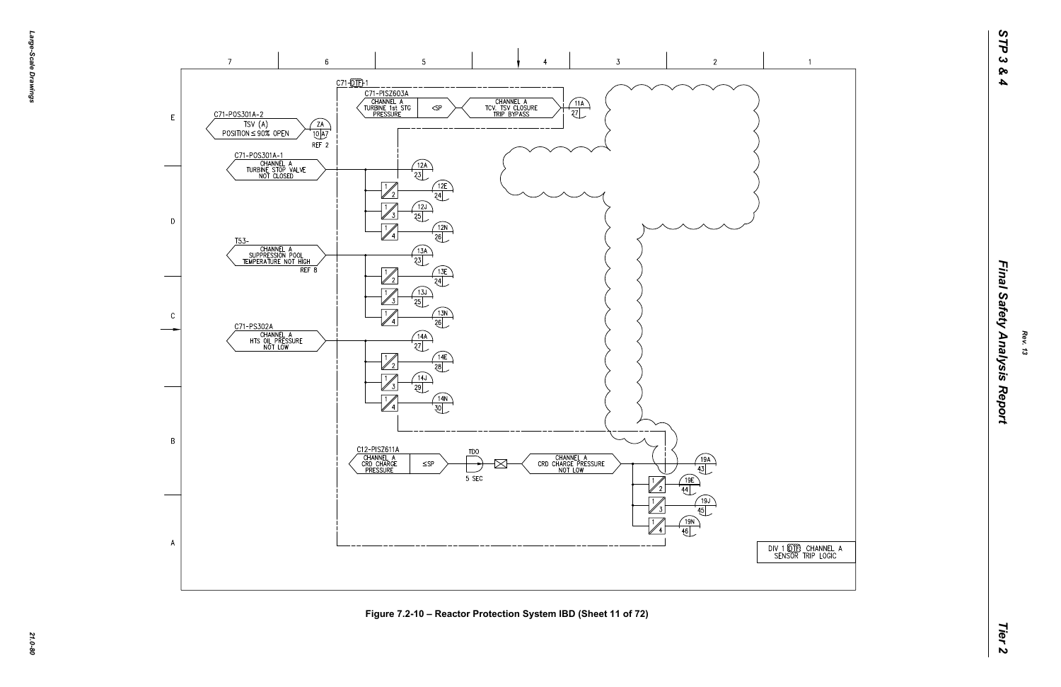C71-DTF-1

C71-PISZ603A
CHANNEL A TURBINE 1st STG PRESSURE | <SP | CHANNEL A TCV, TSV CLOSURE TRIP BYPASS | 11A 27

C71-POS301A-2
TSV (A) POSITION ≤ 90% OPEN | ZA 10 A7 REF 2

C71-POS301A-1
CHANNEL A TURBINE STOP VALVE NOT CLOSED | 12A 23 | 12E 24 | 12J 25 | 12N 26

T53-
CHANNEL A SUPPRESSION POOL TEMPERATURE NOT HIGH REF 8 | 13A 23 | 13E 24 | 13J 25 | 13N 26

C71-PS302A
CHANNEL A HTS OIL PRESSURE NOT LOW | 14A 27 | 14E 28 | 14J 29 | 14N 30

C12-PISZ611A
CHANNEL A CRD CHARGE PRESSURE | ≤SP | TDO 5 SEC | CHANNEL A CRD CHARGE PRESSURE NOT LOW | 19A 43 | 19E 44 | 19J 45 | 19N 46

DIV 1 DTF CHANNEL A SENSOR TRIP LOGIC

Figure 7.2-10 – Reactor Protection System IBD (Sheet 11 of 72)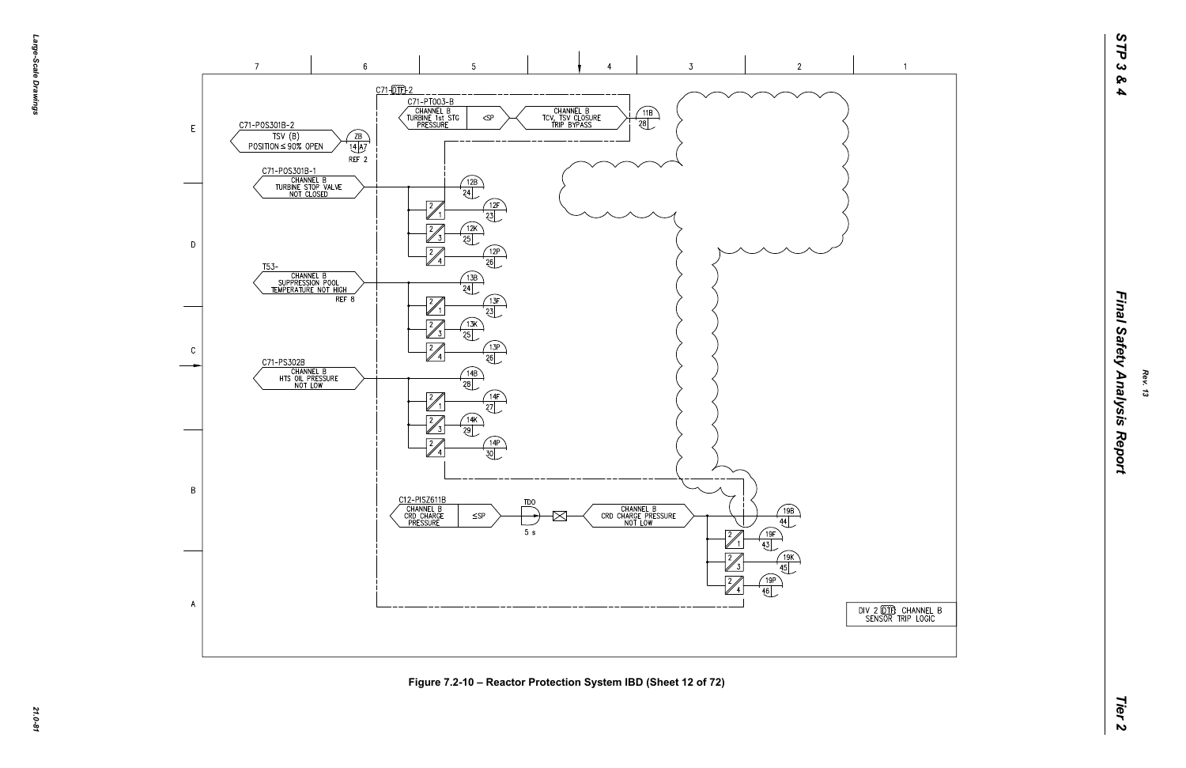C71-DTF-2

C71-PT003-B
CHANNEL B TURBINE 1st STG PRESSURE | <SP | CHANNEL B TCV, TSV CLOSURE TRIP BYPASS | 11B 28

C71-POS301B-2
TSV (B) POSITION ≤ 90% OPEN | ZB 14 A7 REF 2

C71-POS301B-1
CHANNEL B TURBINE STOP VALVE NOT CLOSED | 12B 24 | 2/1 12F 23 | 2/3 12K 25 | 2/4 12P 26

T53-
CHANNEL B SUPPRESSION POOL TEMPERATURE NOT HIGH REF 8 | 13B 24 | 2/1 13F 23 | 2/3 13K 25 | 2/4 13P 26

C71-PS302B
CHANNEL B HTS OIL PRESSURE NOT LOW | 14B 28 | 2/1 14F 27 | 2/3 14K 29 | 2/4 14P 30

C12-PISZ611B
CHANNEL B CRD CHARGE PRESSURE | ≤SP | TDO 5 s | CHANNEL B CRD CHARGE PRESSURE NOT LOW | 19B 44 | 2/1 19F 43 | 2/3 19K 45 | 2/4 19P 46

DIV 2 DTF CHANNEL B SENSOR TRIP LOGIC

Figure 7.2-10 – Reactor Protection System IBD (Sheet 12 of 72)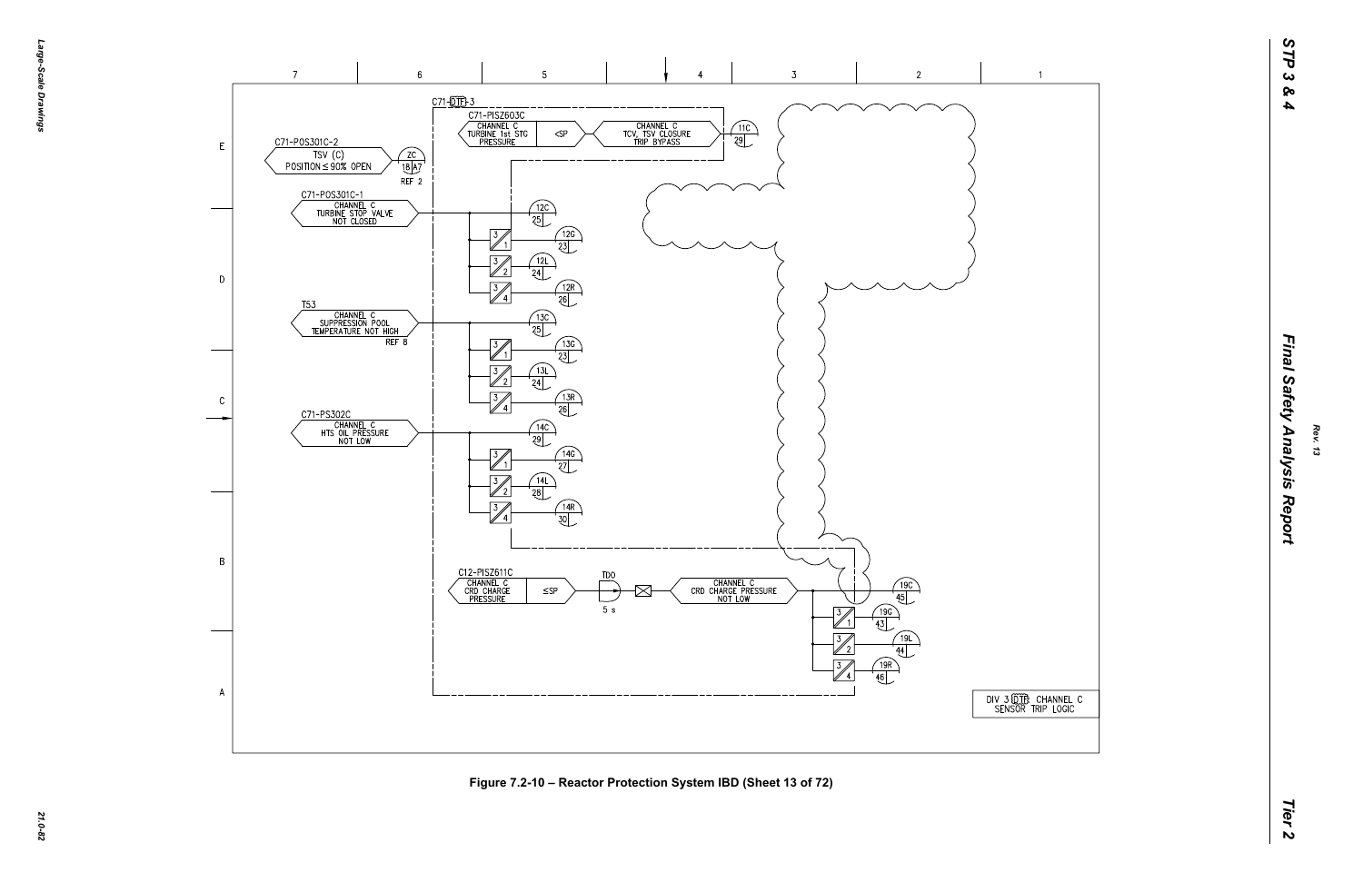C71-DTF-3

C71-PISZ603C
CHANNEL C
TURBINE 1st STG
PRESSURE

<SP

CHANNEL C
TCV, TSV CLOSURE
TRIP BYPASS

11C
29

C71-POS301C-2
TSV (C)
POSITION ≤ 90% OPEN

ZC
18 A7
REF 2

C71-POS301C-1
CHANNEL C
TURBINE STOP VALVE
NOT CLOSED

12C 25
12G 23
12L 24
12R 26

T53
CHANNEL C
SUPPRESSION POOL
TEMPERATURE NOT HIGH
REF 8

13C 25
13G 23
13L 24
13R 26

C71-PS302C
CHANNEL C
HTS OIL PRESSURE
NOT LOW

14C 29
14G 27
14L 28
14R 30

C12-PISZ611C
CHANNEL C
CRD CHARGE
PRESSURE

≤SP

TDO
5 s

CHANNEL C
CRD CHARGE PRESSURE
NOT LOW

19C 45
19C 43
19L 44
19R 46

DIV 3 DTF CHANNEL C
SENSOR TRIP LOGIC

Figure 7.2-10 – Reactor Protection System IBD (Sheet 13 of 72)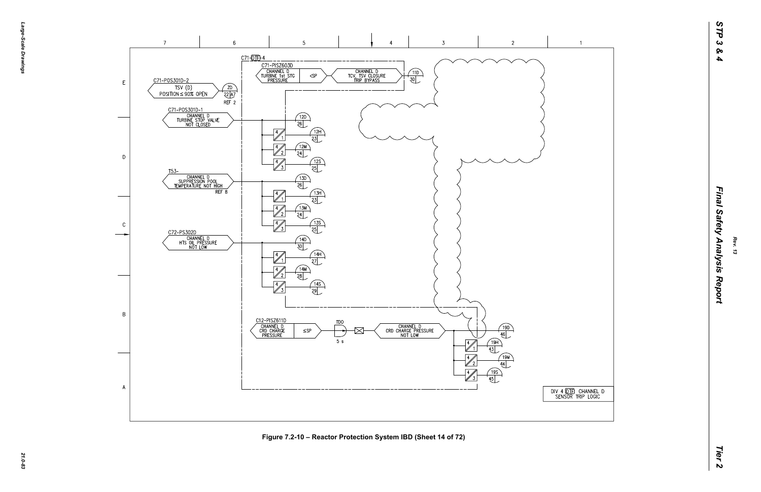C71-DTF-4

C71-PISZ603D
CHANNEL D TURBINE 1st STG PRESSURE <SP

CHANNEL D TCV, TSV CLOSURE TRIP BYPASS — 11D 30

C71-POS301D-2
TSV (D) POSITION ≤ 90% OPEN — ZD 22 A7 REF 2

C71-POS301D-1
CHANNEL D TURBINE STOP VALVE NOT CLOSED — 12D 26; 4/1 12H 23; 4/2 12M 24; 4/3 12S 25

T53-
CHANNEL D SUPPRESSION POOL TEMPERATURE NOT HIGH — REF 8 — 13D 26; 4/1 13H 23; 4/2 13M 24; 4/3 13S 25

C72-PS302D
CHANNEL D HTS OIL PRESSURE NOT LOW — 14D 30; 4/1 14H 27; 4/2 14M 28; 4/3 14S 29

C12-PISZ611D
CHANNEL D CRD CHARGE PRESSURE ≤SP — TDO 5 s

CHANNEL D CRD CHARGE PRESSURE NOT LOW — 19D 46; 4/1 19H 43; 4/2 19M 44; 4/3 19S 45

DIV 4 DTF CHANNEL D SENSOR TRIP LOGIC

Figure 7.2-10 – Reactor Protection System IBD (Sheet 14 of 72)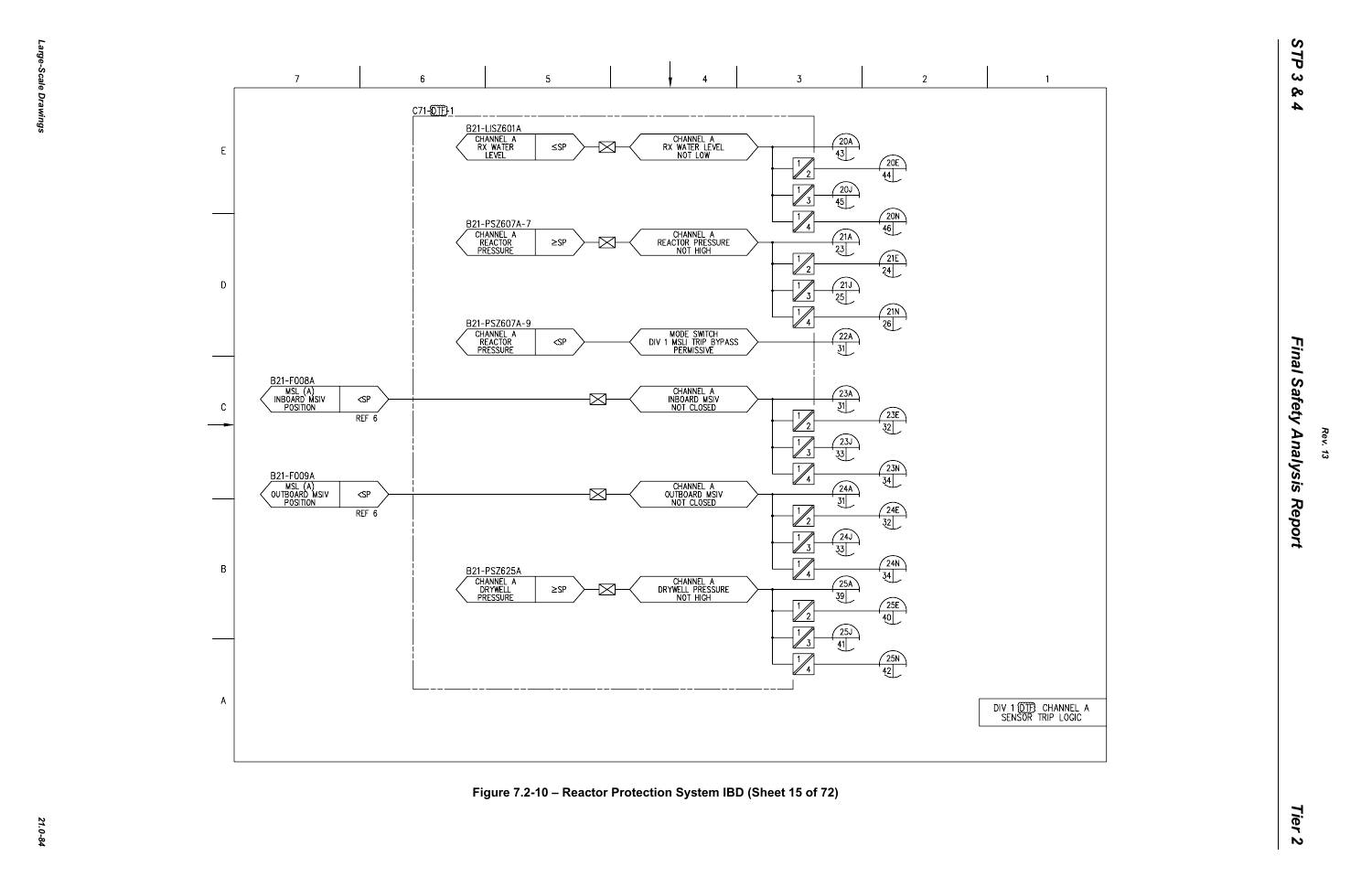C71-DTF-1

B21-LISZ601A

CHANNEL A RX WATER LEVEL ≤SP → CHANNEL A RX WATER LEVEL NOT LOW → 20A 43, 20E 44, 20J 45, 20N 46

B21-PSZ607A-7

CHANNEL A REACTOR PRESSURE ≥SP → CHANNEL A REACTOR PRESSURE NOT HIGH → 21A 23, 21E 24, 21J 25, 21N 26

B21-PSZ607A-9

CHANNEL A REACTOR PRESSURE <SP → MODE SWITCH DIV 1 MSLI TRIP BYPASS PERMISSIVE → 22A 31

B21-F008A

MSL (A) INBOARD MSIV POSITION <SP REF 6 → CHANNEL A INBOARD MSIV NOT CLOSED → 23A 31, 23E 32, 23J 33, 23N 34

B21-F009A

MSL (A) OUTBOARD MSIV POSITION <SP REF 6 → CHANNEL A OUTBOARD MSIV NOT CLOSED → 24A 31, 24E 32, 24J 33, 24N 34

B21-PSZ625A

CHANNEL A DRYWELL PRESSURE ≥SP → CHANNEL A DRYWELL PRESSURE NOT HIGH → 25A 39, 25E 40, 25J 41, 25N 42

DIV 1 DTF CHANNEL A SENSOR TRIP LOGIC

Figure 7.2-10 – Reactor Protection System IBD (Sheet 15 of 72)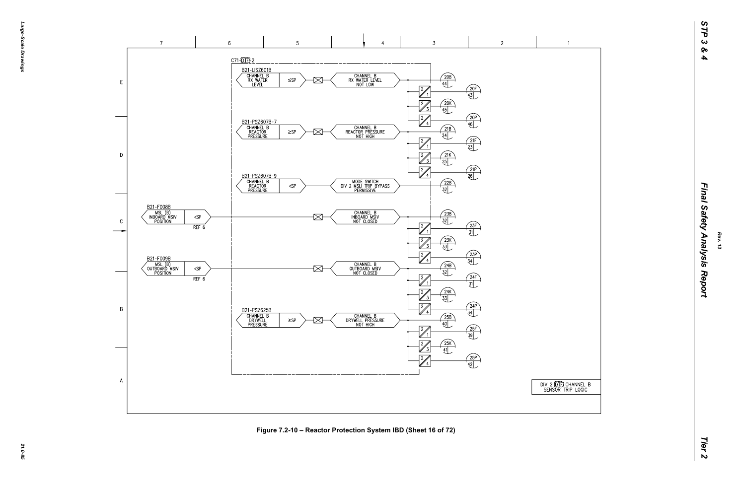C71-DTF-2

B21-LISZ601B
CHANNEL B RX WATER LEVEL ≤SP

CHANNEL B RX WATER LEVEL NOT LOW

20B 44 | 20F 43 | 20K 45 | 20P 46

B21-PSZ607B-7
CHANNEL B REACTOR PRESSURE ≥SP

CHANNEL B REACTOR PRESSURE NOT HIGH

21B 24 | 21F 23 | 21K 25 | 21P 26

B21-PSZ607B-9
CHANNEL B REACTOR PRESSURE <SP

MODE SWITCH DIV 2 MSLI TRIP BYPASS PERMISSIVE

22B 32

B21-F008B
MSL (B) INBOARD MSIV POSITION <SP
REF 6

CHANNEL B INBOARD MSIV NOT CLOSED

23B 32 | 23F 31 | 23K 33 | 23P 34

B21-F009B
MSL (B) OUTBOARD MSIV POSITION <SP
REF 6

CHANNEL B OUTBOARD MSIV NOT CLOSED

24B 32 | 24F 31 | 24K 33 | 24P 34

B21-PSZ625B
CHANNEL B DRYWELL PRESSURE ≥SP

CHANNEL B DRYWELL PRESSURE NOT HIGH

25B 40 | 25F 39 | 25K 41 | 25P 42

DIV 2 DTF CHANNEL B SENSOR TRIP LOGIC

Figure 7.2-10 – Reactor Protection System IBD (Sheet 16 of 72)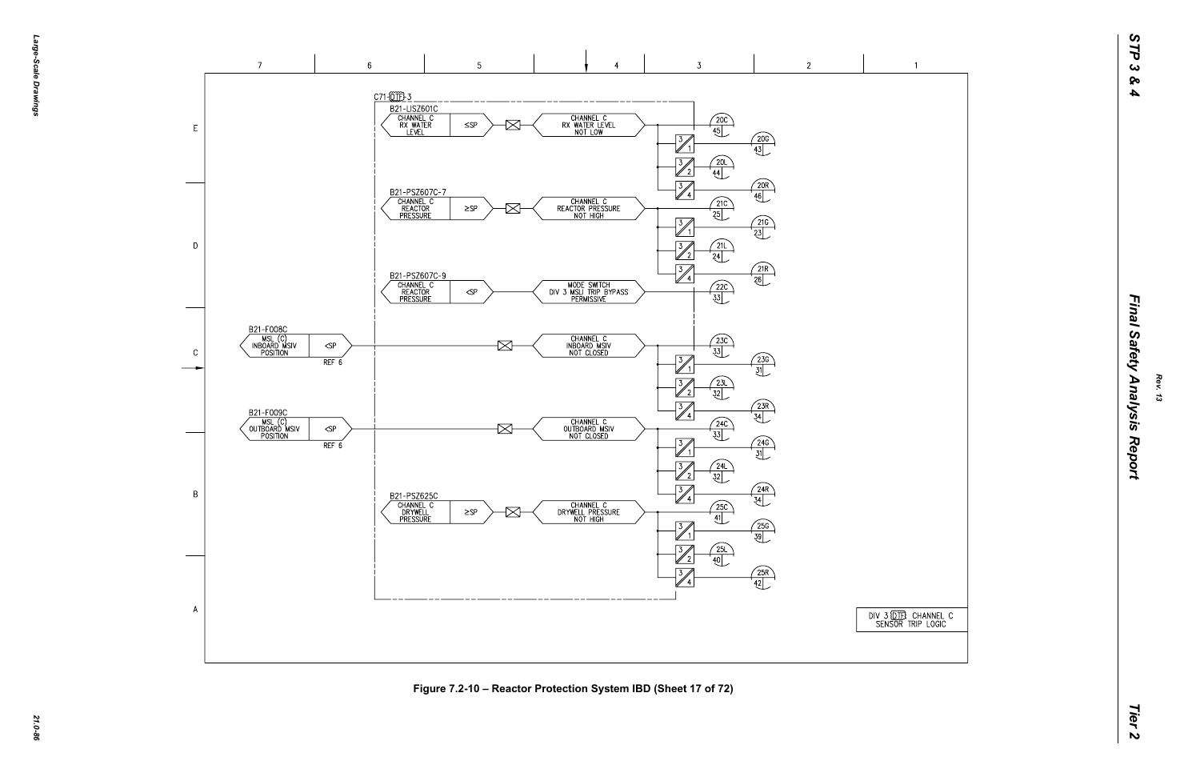C71-DTF-3

B21-LISZ601C
CHANNEL C RX WATER LEVEL ≤SP — CHANNEL C RX WATER LEVEL NOT LOW
20C 45; 3/1 20G 43; 3/2 20L 44; 3/4 20R 46

B21-PSZ607C-7
CHANNEL C REACTOR PRESSURE ≥SP — CHANNEL C REACTOR PRESSURE NOT HIGH
21C 25; 3/1 21G 23; 3/2 21L 24; 3/4 21R 26

B21-PSZ607C-9
CHANNEL C REACTOR PRESSURE <SP — MODE SWITCH DIV 3 MSLI TRIP BYPASS PERMISSIVE
22C 33

B21-F008C
MSL (C) INBOARD MSIV POSITION <SP REF 6 — CHANNEL C INBOARD MSIV NOT CLOSED
23C 33; 3/1 23G 31; 3/2 23L 32; 3/4 23R 34

B21-F009C
MSL (C) OUTBOARD MSIV POSITION <SP REF 6 — CHANNEL C OUTBOARD MSIV NOT CLOSED
24C 33; 3/1 24G 31; 3/2 24L 32; 3/4 24R 34

B21-PSZ625C
CHANNEL C DRYWELL PRESSURE ≥SP — CHANNEL C DRYWELL PRESSURE NOT HIGH
25C 41; 3/1 25G 39; 3/2 25L 40; 3/4 25R 42

DIV 3 DTF CHANNEL C SENSOR TRIP LOGIC

Figure 7.2-10 – Reactor Protection System IBD (Sheet 17 of 72)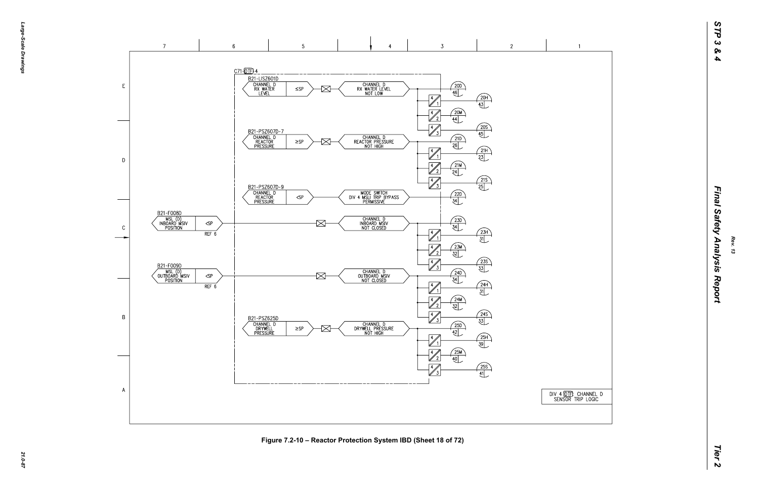C71-DTF 4

B21-LISZ601D
CHANNEL D RX WATER LEVEL ≤SP → CHANNEL D RX WATER LEVEL NOT LOW

20D 46
4/1 20H 43
4/2 20M 44
4/3 20S 45

B21-PSZ607D-7
CHANNEL D REACTOR PRESSURE ≥SP → CHANNEL D REACTOR PRESSURE NOT HIGH

21D 26
4/1 21H 23
4/2 21M 24
4/3 21S 25

B21-PSZ607D-9
CHANNEL D REACTOR PRESSURE <SP → MODE SWITCH DIV 4 MSLI TRIP BYPASS PERMISSIVE

22D 34

B21-F008D
MSL (D) INBOARD MSIV POSITION <SP REF 6 → CHANNEL D INBOARD MSIV NOT CLOSED

23D 34
4/1 23H 31
4/2 23M 32
4/3 23S 33

B21-F009D
MSL (D) OUTBOARD MSIV POSITION <SP REF 6 → CHANNEL D OUTBOARD MSIV NOT CLOSED

24D 34
4/1 24H 31
4/2 24M 32
4/3 24S 33

B21-PSZ625D
CHANNEL D DRYWELL PRESSURE ≥SP → CHANNEL D DRYWELL PRESSURE NOT HIGH

25D 42
4/1 25H 39
4/2 25M 40
4/3 25S 41

DIV 4 DTF CHANNEL D SENSOR TRIP LOGIC

Figure 7.2-10 – Reactor Protection System IBD (Sheet 18 of 72)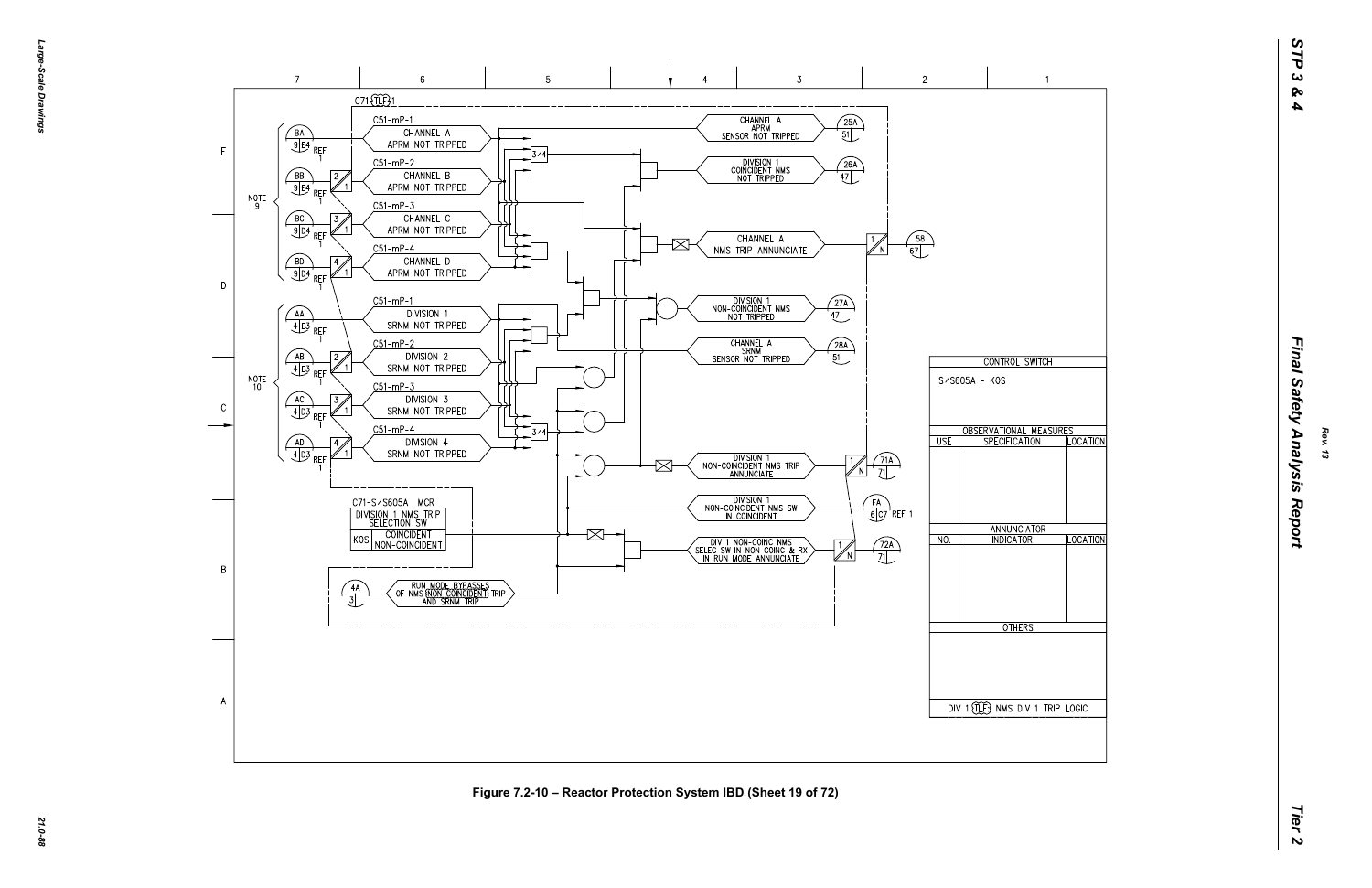C71-TLF-1

C51-mP-1 — CHANNEL A APRM NOT TRIPPED

C51-mP-2 — CHANNEL B APRM NOT TRIPPED

C51-mP-3 — CHANNEL C APRM NOT TRIPPED

C51-mP-4 — CHANNEL D APRM NOT TRIPPED

BA 9 E4 REF 1

BB 9 E4 REF 1

BC 9 D4 REF 1

BD 9 D4 REF 1

NOTE 9

C51-mP-1 — DIVISION 1 SRNM NOT TRIPPED

C51-mP-2 — DIVISION 2 SRNM NOT TRIPPED

C51-mP-3 — DIVISION 3 SRNM NOT TRIPPED

C51-mP-4 — DIVISION 4 SRNM NOT TRIPPED

AA 4 E3 REF 1

AB 4 E3 REF 1

AC 4 D3 REF 1

AD 4 D3 REF 1

NOTE 10

3/4

3/4

CHANNEL A APRM SENSOR NOT TRIPPED — 25A 51

DIVISION 1 COINCIDENT NMS NOT TRIPPED — 26A 47

CHANNEL A NMS TRIP ANNUNCIATE — 1/N — 58 67

DIVISION 1 NON-COINCIDENT NMS NOT TRIPPED — 27A 47

CHANNEL A SRNM SENSOR NOT TRIPPED — 28A 51

DIVISION 1 NON-COINCIDENT NMS TRIP ANNUNCIATE — 1/N — 71A 71

DIVISION 1 NON-COINCIDENT NMS SW IN COINCIDENT — FA 6 C7 REF 1

DIV 1 NON-COINC NMS SELEC SW IN NON-COINC & RX IN RUN MODE ANNUNCIATE — 1/N — 72A 71

C71-S/S605A MCR

| DIVISION 1 NMS TRIP SELECTION SW | |
|---|---|
| KOS | COINCIDENT |
| | NON-COINCIDENT |

4A 3 — RUN MODE BYPASSES OF NMS (NON-COINCIDENT) TRIP AND SRNM TRIP

| CONTROL SWITCH | | |
|---|---|---|
| S/S605A - KOS | | |
| OBSERVATIONAL MEASURES | | |
| USE | SPECIFICATION | LOCATION |
| | | |
| ANNUNCIATOR | | |
| NO. | INDICATOR | LOCATION |
| | | |
| OTHERS | | |
| | | |
| DIV 1 TLF NMS DIV 1 TRIP LOGIC | | |

Figure 7.2-10 – Reactor Protection System IBD (Sheet 19 of 72)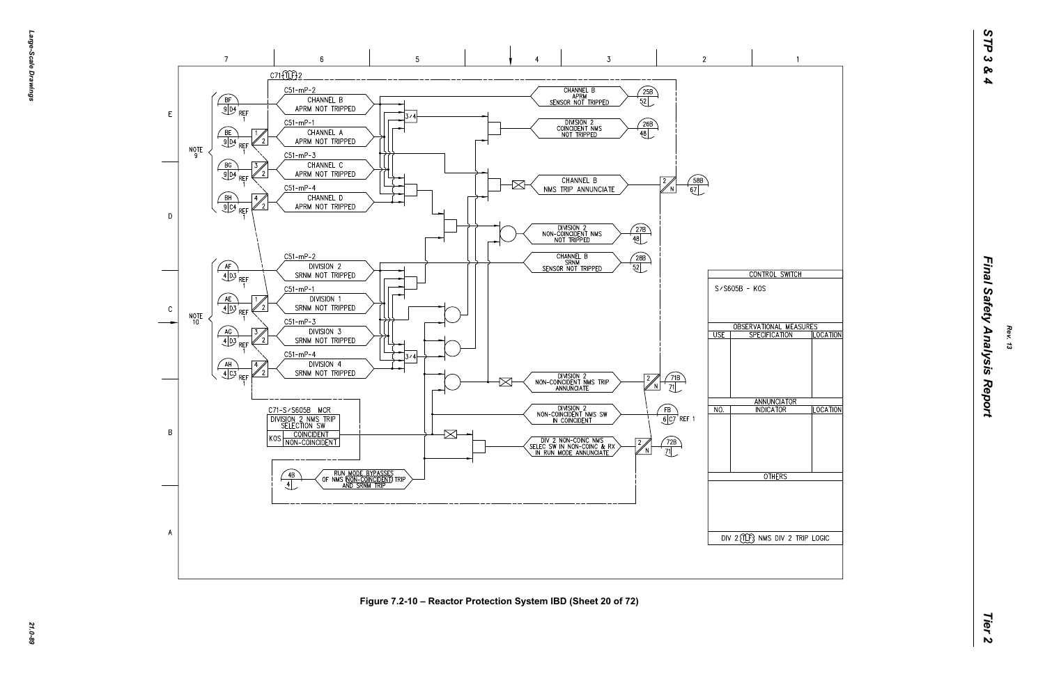C71-TLF-2

C51-mP-2 CHANNEL B APRM NOT TRIPPED

C51-mP-1 CHANNEL A APRM NOT TRIPPED

C51-mP-3 CHANNEL C APRM NOT TRIPPED

C51-mP-4 CHANNEL D APRM NOT TRIPPED

CHANNEL B APRM SENSOR NOT TRIPPED

DIVISION 2 COINCIDENT NMS NOT TRIPPED

CHANNEL B NMS TRIP ANNUNCIATE

DIVISION 2 NON-COINCIDENT NMS NOT TRIPPED

CHANNEL B SRNM SENSOR NOT TRIPPED

C51-mP-2 DIVISION 2 SRNM NOT TRIPPED

C51-mP-1 DIVISION 1 SRNM NOT TRIPPED

C51-mP-3 DIVISION 3 SRNM NOT TRIPPED

C51-mP-4 DIVISION 4 SRNM NOT TRIPPED

DIVISION 2 NON-COINCIDENT NMS TRIP ANNUNCIATE

DIVISION 2 NON-COINCIDENT NMS SW IN COINCIDENT

DIV 2 NON-COINC NMS SELEC SW IN NON-COINC & RX IN RUN MODE ANNUNCIATE

RUN MODE BYPASSES OF NMS NON-COINCIDENT TRIP AND SRNM TRIP

C71-S/S605B MCR

| DIVISION 2 NMS TRIP SELECTION SW | |
|---|---|
| KOS | COINCIDENT |
| | NON-COINCIDENT |

NOTE 9

NOTE 10

| CONTROL SWITCH | | |
|---|---|---|
| S/S605B - KOS | | |
| OBSERVATIONAL MEASURES | | |
| USE | SPECIFICATION | LOCATION |
| | | |
| ANNUNCIATOR | | |
| NO. | INDICATOR | LOCATION |
| | | |
| OTHERS | | |
| | | |
| DIV 2 TLF NMS DIV 2 TRIP LOGIC | | |

Figure 7.2-10 – Reactor Protection System IBD (Sheet 20 of 72)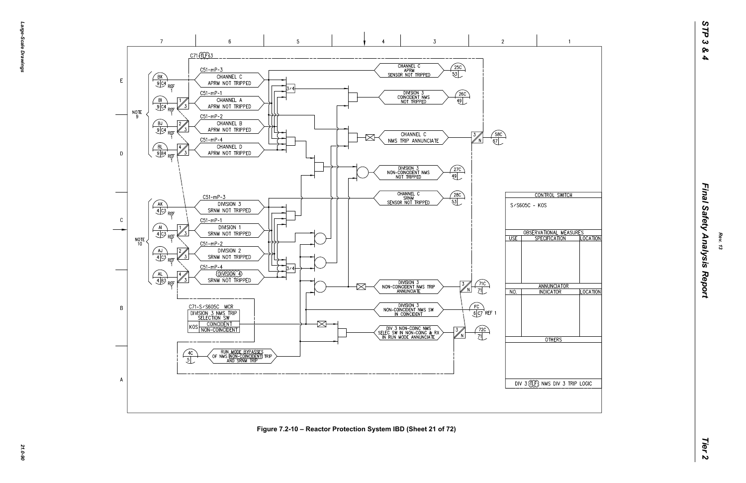C71-TLF3

C51-mP-3 CHANNEL C APRM NOT TRIPPED

C51-mP-1 CHANNEL A APRM NOT TRIPPED

C51-mP-2 CHANNEL B APRM NOT TRIPPED

C51-mP-4 CHANNEL D APRM NOT TRIPPED

CHANNEL C APRM SENSOR NOT TRIPPED 25C 53

DIVISION 3 COINCIDENT NMS NOT TRIPPED 26C 49

CHANNEL C NMS TRIP ANNUNCIATE 58C 67

DIVISION 3 NON-COINCIDENT NMS NOT TRIPPED 27C 49

CHANNEL C SRNM SENSOR NOT TRIPPED 28C 53

C51-mP-3 DIVISION 3 SRNM NOT TRIPPED

C51-mP-1 DIVISION 1 SRNM NOT TRIPPED

C51-mP-2 DIVISION 2 SRNM NOT TRIPPED

C51-mP-4 DIVISION 4 SRNM NOT TRIPPED

DIVISION 3 NON-COINCIDENT NMS TRIP ANNUNCIATE 71C 71

DIVISION 3 NON-COINCIDENT NMS SW IN COINCIDENT FC 6 C7 REF 1

DIV 3 NON-COINC NMS SELEC SW IN NON-COINC & RX IN RUN MODE ANNUNCIATE 72C 71

C71-S/S605C MCR

DIVISION 3 NMS TRIP SELECTION SW

KOS COINCIDENT / NON-COINCIDENT

RUN MODE BYPASSES OF NMS (NON-COINCIDENT) TRIP AND SRNM TRIP 4C 5

NOTE 9: BK 9 C4 REF 1; BI 9 C4 REF 1; BJ 9 C4 REF 1; BL 9 B4 REF 1

NOTE 10: AK 4 C3 REF 1; AI 4 C3 REF 1; AJ 4 C3 REF 1; AL 4 B3 REF 1

| CONTROL SWITCH | | |
|---|---|---|
| S/S605C - KOS | | |
| OBSERVATIONAL MEASURES | | |
| USE | SPECIFICATION | LOCATION |
| | | |
| ANNUNCIATOR | | |
| NO. | INDICATOR | LOCATION |
| | | |
| OTHERS | | |
| DIV 3 TLF3 NMS DIV 3 TRIP LOGIC | | |

Figure 7.2-10 – Reactor Protection System IBD (Sheet 21 of 72)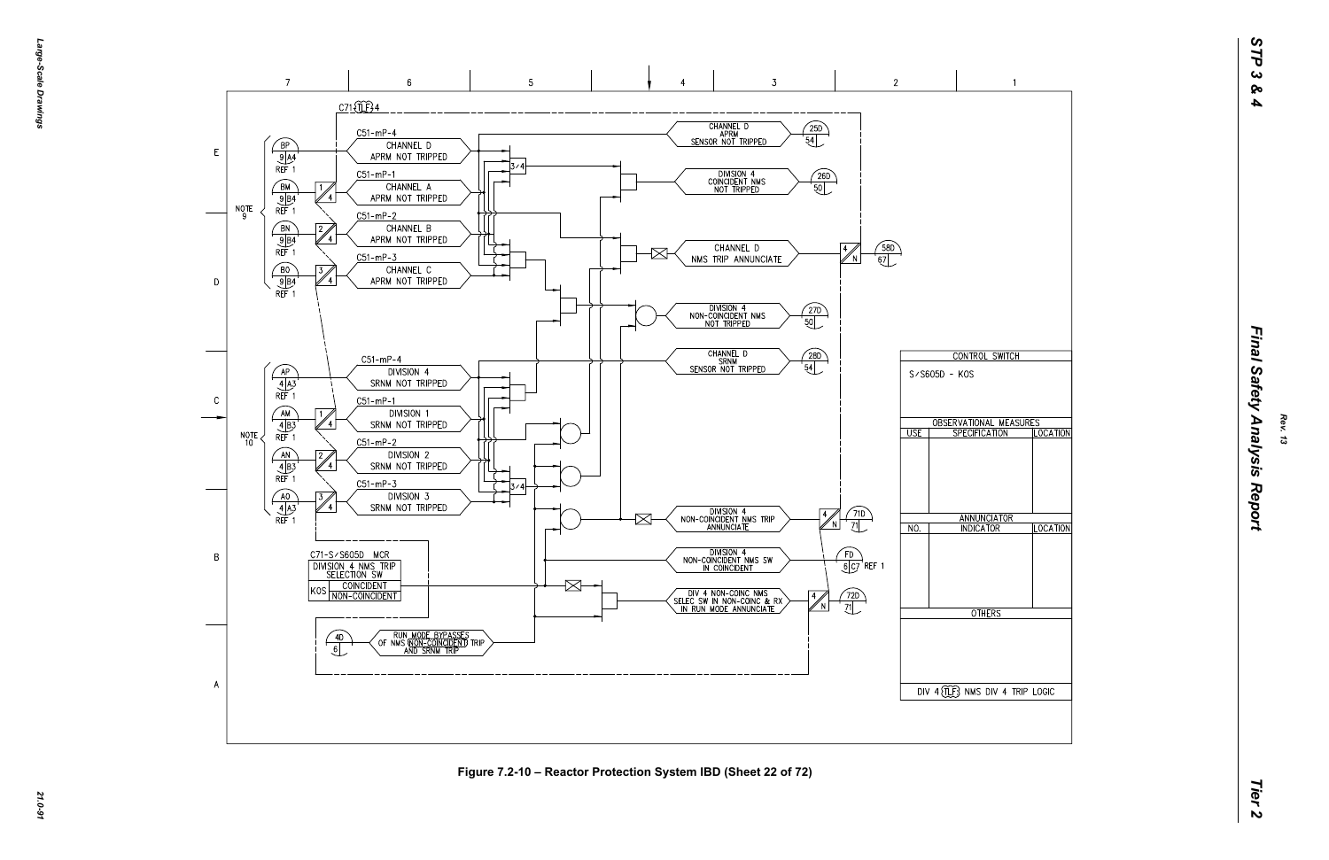C71-TLF-4

C51-mP-4 CHANNEL D APRM NOT TRIPPED

C51-mP-1 CHANNEL A APRM NOT TRIPPED

C51-mP-2 CHANNEL B APRM NOT TRIPPED

C51-mP-3 CHANNEL C APRM NOT TRIPPED

BP 9 A4 REF 1

BM 9 B4 REF 1

BN 9 B4 REF 1

BO 9 B4 REF 1

NOTE 9

CHANNEL D APRM SENSOR NOT TRIPPED — 25D 54

DIVISION 4 COINCIDENT NMS NOT TRIPPED — 26D 50

CHANNEL D NMS TRIP ANNUNCIATE — 58D 67

DIVISION 4 NON-COINCIDENT NMS NOT TRIPPED — 27D 50

CHANNEL D SRNM SENSOR NOT TRIPPED — 28D 54

C51-mP-4 DIVISION 4 SRNM NOT TRIPPED

C51-mP-1 DIVISION 1 SRNM NOT TRIPPED

C51-mP-2 DIVISION 2 SRNM NOT TRIPPED

C51-mP-3 DIVISION 3 SRNM NOT TRIPPED

AP 4 A3 REF 1

AM 4 B3 REF 1

AN 4 B3 REF 1

AO 4 A3 REF 1

NOTE 10

DIVISION 4 NON-COINCIDENT NMS TRIP ANNUNCIATE — 71D 71

DIVISION 4 NON-COINCIDENT NMS SW IN COINCIDENT — FD 6 C7 REF 1

DIV 4 NON-COINC NMS SELEC SW IN NON-COINC & RX IN RUN MODE ANNUNCIATE — 72D 71

C71-S/S605D MCR

DIVISION 4 NMS TRIP SELECTION SW

KOS COINCIDENT / NON-COINCIDENT

4D 6 — RUN MODE BYPASSES OF NMS (NON-COINCIDENT) TRIP AND SRNM TRIP

| CONTROL SWITCH | | |
|---|---|---|
| S/S605D - KOS | | |
| OBSERVATIONAL MEASURES | | |
| USE | SPECIFICATION | LOCATION |
| | | |
| ANNUNCIATOR | | |
| NO. | INDICATOR | LOCATION |
| | | |
| OTHERS | | |
| | | |
| DIV 4 TLF NMS DIV 4 TRIP LOGIC | | |

Figure 7.2-10 – Reactor Protection System IBD (Sheet 22 of 72)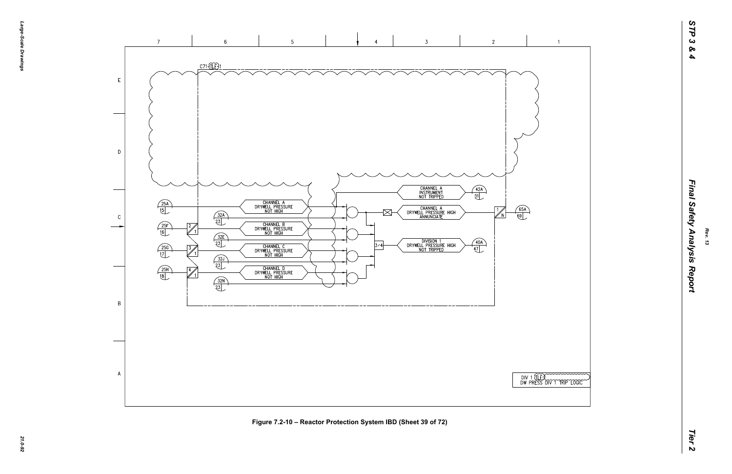C71-TLF-31

| | | |
|---|---|---|
| 25A / 15 | CHANNEL A DRYWELL PRESSURE NOT HIGH | 32A / 23 |
| 25F / 16 | CHANNEL B DRYWELL PRESSURE NOT HIGH | 32E / 23 |
| 25G / 17 | CHANNEL C DRYWELL PRESSURE NOT HIGH | 32J / 23 |
| 25H / 18 | CHANNEL D DRYWELL PRESSURE NOT HIGH | 32N / 23 |

CHANNEL A INSTRUMENT NOT TRIPPED — 42A / 51

CHANNEL A DRYWELL PRESSURE HIGH ANNUNCIATE — 1/N — 65A / 69

3/4 — DIVISION 1 DRYWELL PRESSURE HIGH NOT TRIPPED — 40A / 47

DIV 1 TLF-3
DW PRESS DIV 1 TRIP LOGIC

**Figure 7.2-10 – Reactor Protection System IBD (Sheet 39 of 72)**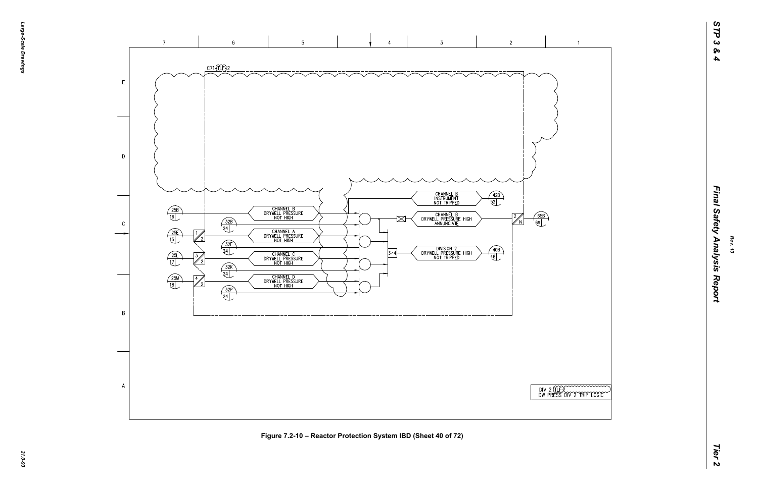C71-TLF-2

| | |
|---|---|
| 25B / 16 | CHANNEL B DRYWELL PRESSURE NOT HIGH |
| 32B / 24 | |
| 25E / 15 | CHANNEL A DRYWELL PRESSURE NOT HIGH |
| 32F / 24 | |
| 25L / 17 | CHANNEL C DRYWELL PRESSURE NOT HIGH |
| 32K / 24 | |
| 25M / 18 | CHANNEL D DRYWELL PRESSURE NOT HIGH |
| 32P / 24 | |

CHANNEL B INSTRUMENT NOT TRIPPED — 42B / 52

CHANNEL B DRYWELL PRESSURE HIGH ANNUNCIATE — 65B / 69

3/4

DIVISION 2 DRYWELL PRESSURE HIGH NOT TRIPPED — 40B / 48

DIV 2 TLF
DW PRESS DIV 2 TRIP LOGIC

Figure 7.2-10 – Reactor Protection System IBD (Sheet 40 of 72)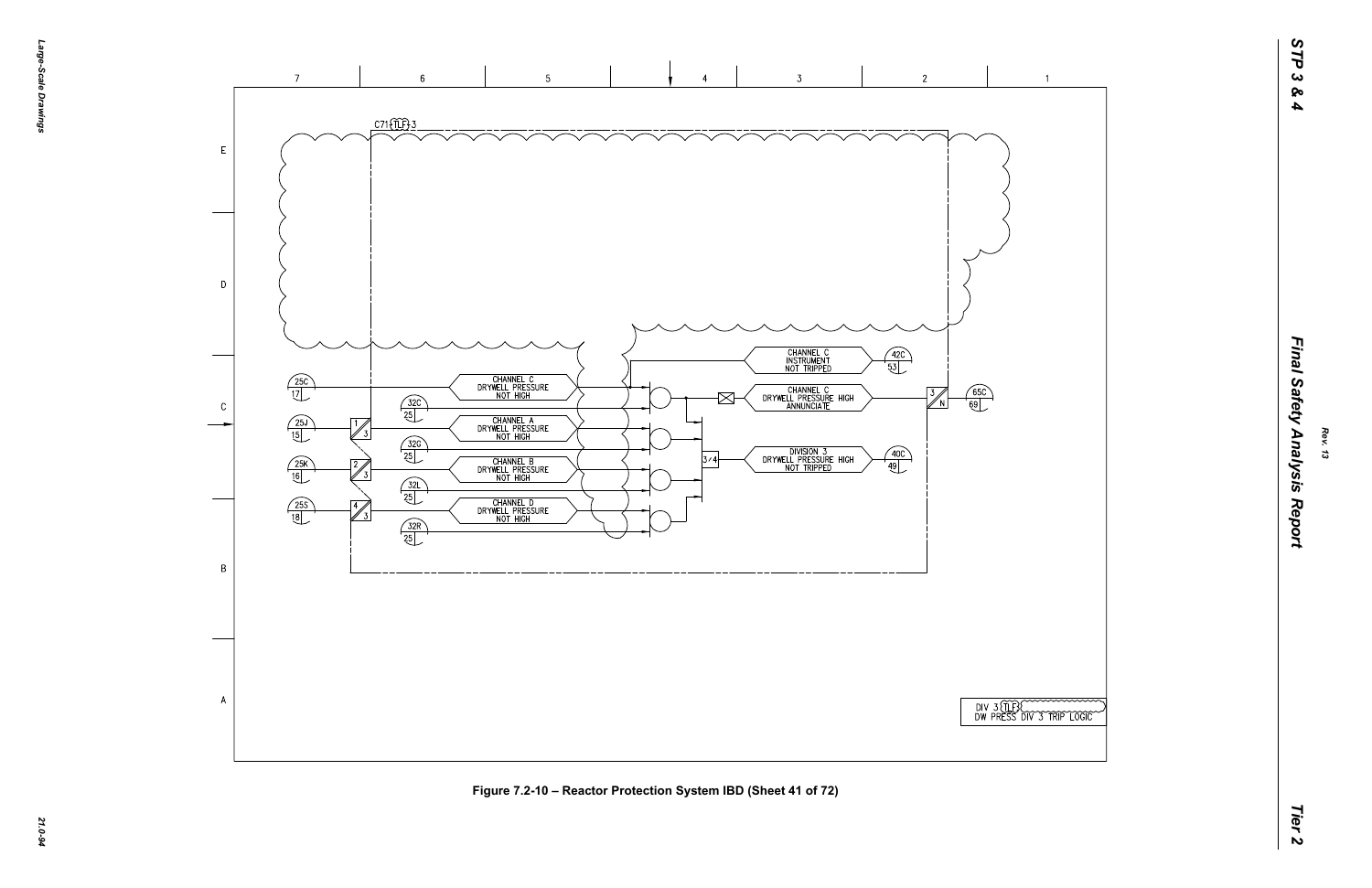C71 TLF 3

CHANNEL C
INSTRUMENT
NOT TRIPPED

42C
53

25C
17

CHANNEL C
DRYWELL PRESSURE
NOT HIGH

CHANNEL C
DRYWELL PRESSURE HIGH
ANNUNCIATE

65C
69

32C
25

25J
15

CHANNEL A
DRYWELL PRESSURE
NOT HIGH

32G
25

25K
16

CHANNEL B
DRYWELL PRESSURE
NOT HIGH

3/4

DIVISION 3
DRYWELL PRESSURE HIGH
NOT TRIPPED

40C
49

32L
25

25S
18

CHANNEL D
DRYWELL PRESSURE
NOT HIGH

32R
25

DIV 3 TLF
DW PRESS DIV 3 TRIP LOGIC

**Figure 7.2-10 – Reactor Protection System IBD (Sheet 41 of 72)**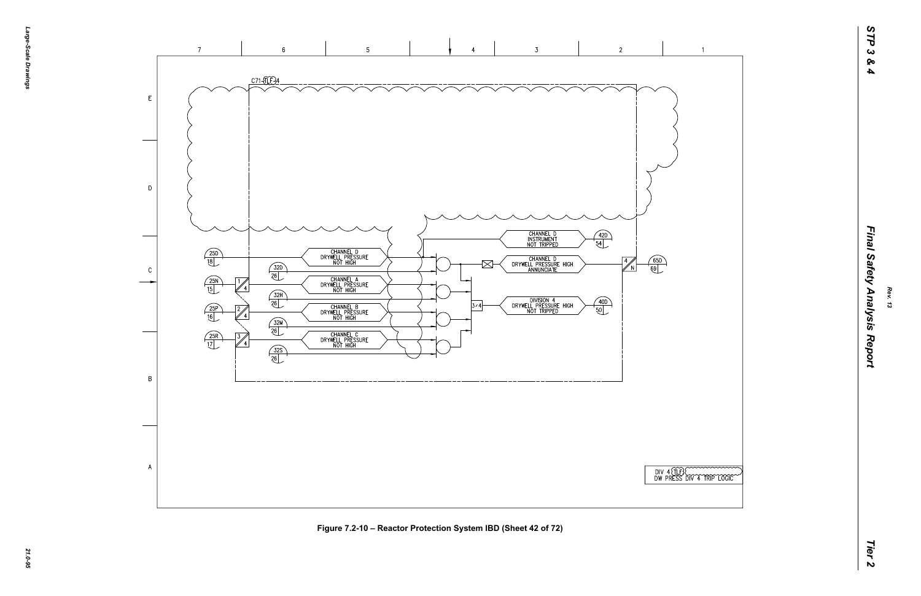C71-TLF-34

| Input | Signal | Output |
|---|---|---|
| 25D / 18 | CHANNEL D DRYWELL PRESSURE NOT HIGH | |
| 32D / 26 | | |
| 25N / 15 | CHANNEL A DRYWELL PRESSURE NOT HIGH | |
| 32H / 26 | | |
| 25P / 16 | CHANNEL B DRYWELL PRESSURE NOT HIGH | |
| 32M / 26 | | |
| 25R / 17 | CHANNEL C DRYWELL PRESSURE NOT HIGH | |
| 32S / 26 | | |
| | CHANNEL D INSTRUMENT NOT TRIPPED | 42D / 54 |
| | CHANNEL D DRYWELL PRESSURE HIGH ANNUNCIATE | 65D / 69 |
| | 3/4 DIVISION 4 DRYWELL PRESSURE HIGH NOT TRIPPED | 40D / 50 |

DIV 4 (TLF) DW PRESS DIV 4 TRIP LOGIC

Figure 7.2-10 – Reactor Protection System IBD (Sheet 42 of 72)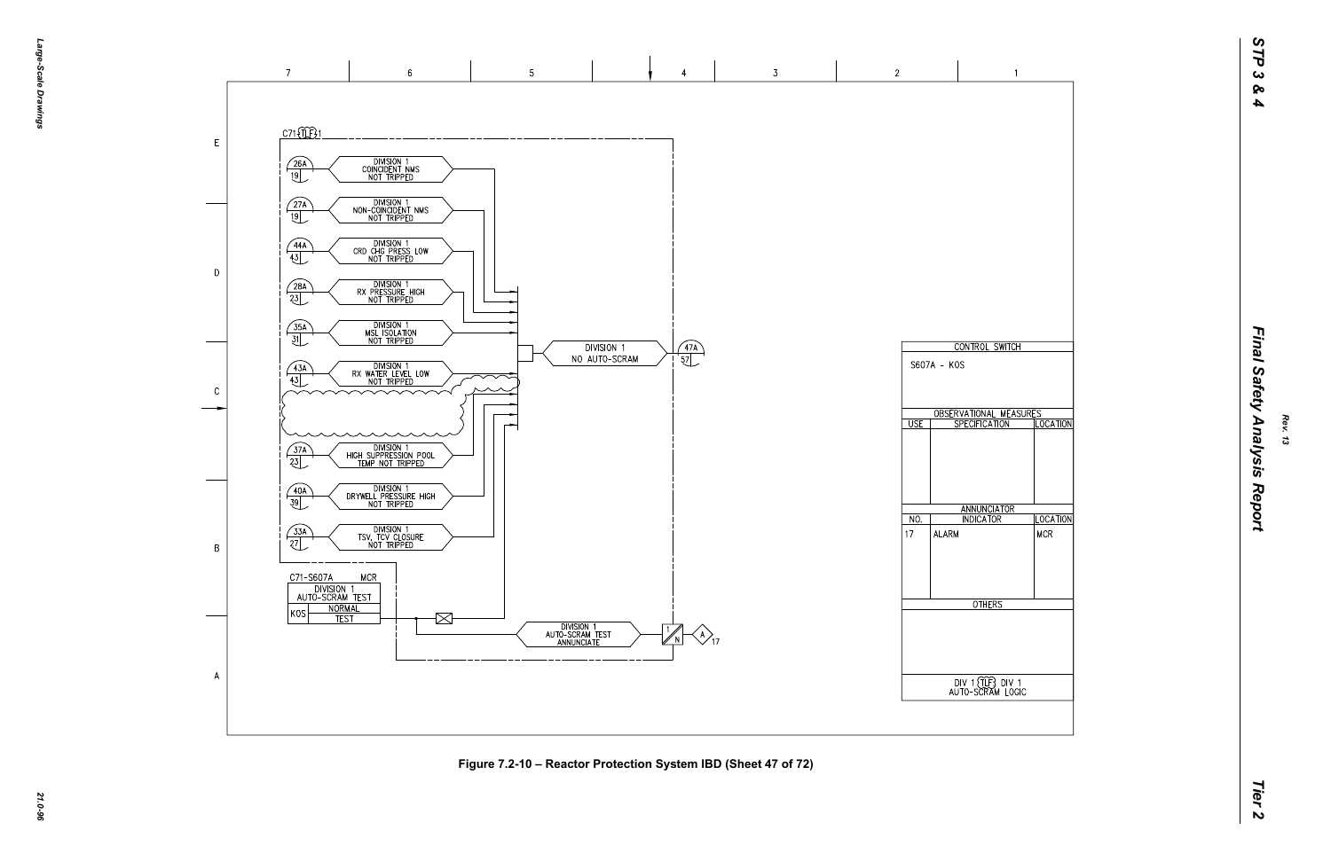C71-TLF-1

| Ref | Signal |
|---|---|
| 26A / 19 | DIVISION 1 COINCIDENT NMS NOT TRIPPED |
| 27A / 19 | DIVISION 1 NON-COINCIDENT NMS NOT TRIPPED |
| 44A / 43 | DIVISION 1 CRD CHG PRESS LOW NOT TRIPPED |
| 28A / 23 | DIVISION 1 RX PRESSURE HIGH NOT TRIPPED |
| 35A / 31 | DIVISION 1 MSL ISOLATION NOT TRIPPED |
| 43A / 43 | DIVISION 1 RX WATER LEVEL LOW NOT TRIPPED |
| 37A / 23 | DIVISION 1 HIGH SUPPRESSION POOL TEMP NOT TRIPPED |
| 40A / 39 | DIVISION 1 DRYWELL PRESSURE HIGH NOT TRIPPED |
| 33A / 27 | DIVISION 1 TSV, TCV CLOSURE NOT TRIPPED |

DIVISION 1 NO AUTO-SCRAM → 47A / 57

C71-S607A MCR

DIVISION 1 AUTO-SCRAM TEST

KOS: NORMAL / TEST

DIVISION 1 AUTO-SCRAM TEST ANNUNCIATE → 1/N → A 17

| CONTROL SWITCH | | |
|---|---|---|
| S607A - KOS | | |
| **OBSERVATIONAL MEASURES** | | |
| USE | SPECIFICATION | LOCATION |
| | | |
| **ANNUNCIATOR** | | |
| NO. | INDICATOR | LOCATION |
| 17 | ALARM | MCR |
| **OTHERS** | | |
| | | |
| DIV 1 TLF DIV 1 AUTO-SCRAM LOGIC | | |

Figure 7.2-10 – Reactor Protection System IBD (Sheet 47 of 72)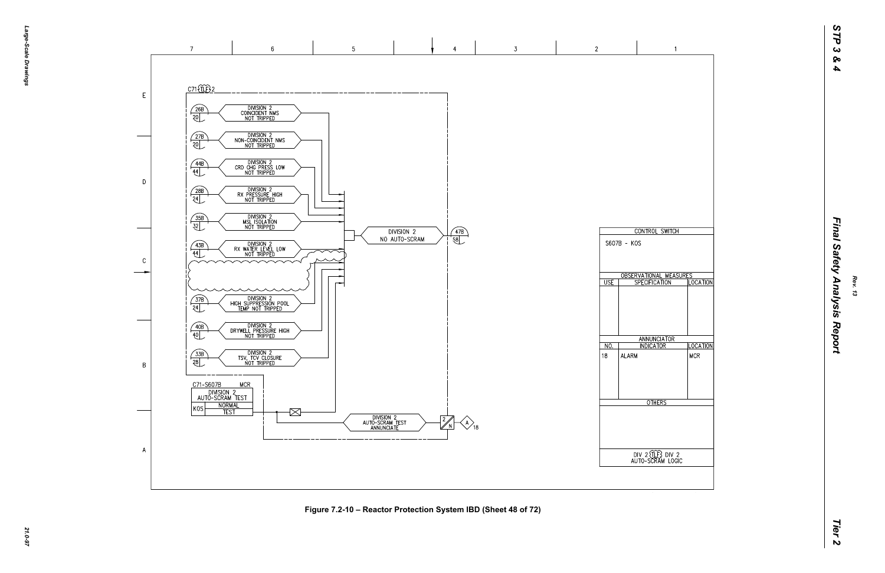C71-(TLF)-2

| | |
|---|---|
| 26B / 20 | DIVISION 2 COINCIDENT NMS NOT TRIPPED |
| 27B / 20 | DIVISION 2 NON-COINCIDENT NMS NOT TRIPPED |
| 44B / 44 | DIVISION 2 CRD CHG PRESS LOW NOT TRIPPED |
| 28B / 24 | DIVISION 2 RX PRESSURE HIGH NOT TRIPPED |
| 35B / 32 | DIVISION 2 MSL ISOLATION NOT TRIPPED |
| 43B / 44 | DIVISION 2 RX WATER LEVEL LOW NOT TRIPPED |
| 37B / 24 | DIVISION 2 HIGH SUPPRESSION POOL TEMP NOT TRIPPED |
| 40B / 40 | DIVISION 2 DRYWELL PRESSURE HIGH NOT TRIPPED |
| 33B / 28 | DIVISION 2 TSV, TCV CLOSURE NOT TRIPPED |

DIVISION 2 NO AUTO-SCRAM → 47B / 58

C71-S607B MCR

DIVISION 2 AUTO-SCRAM TEST

KOS: NORMAL / TEST

DIVISION 2 AUTO-SCRAM TEST ANNUNCIATE → 2/N → A 18

| CONTROL SWITCH | | |
|---|---|---|
| S607B - KOS | | |
| **OBSERVATIONAL MEASURES** | | |
| USE | SPECIFICATION | LOCATION |
| | | |
| **ANNUNCIATOR** | | |
| NO. | INDICATOR | LOCATION |
| 18 | ALARM | MCR |
| **OTHERS** | | |
| | | |
| DIV 2 (TLF) DIV 2 AUTO-SCRAM LOGIC | | |

Figure 7.2-10 – Reactor Protection System IBD (Sheet 48 of 72)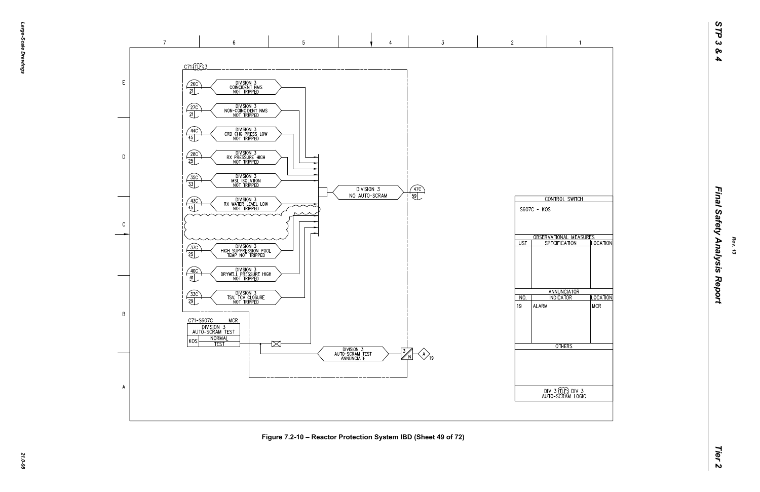C71-TLF-3

| Ref | Signal |
|---|---|
| 26C / 21 | DIVISION 3 COINCIDENT NMS NOT TRIPPED |
| 27C / 21 | DIVISION 3 NON-COINCIDENT NMS NOT TRIPPED |
| 44C / 45 | DIVISION 3 CRD CHG PRESS LOW NOT TRIPPED |
| 28C / 25 | DIVISION 3 RX PRESSURE HIGH NOT TRIPPED |
| 35C / 33 | DIVISION 3 MSL ISOLATION NOT TRIPPED |
| 43C / 45 | DIVISION 3 RX WATER LEVEL LOW NOT TRIPPED |
| 37C / 25 | DIVISION 3 HIGH SUPPRESSION POOL TEMP NOT TRIPPED |
| 40C / 41 | DIVISION 3 DRYWELL PRESSURE HIGH NOT TRIPPED |
| 33C / 29 | DIVISION 3 TSV, TCV CLOSURE NOT TRIPPED |

DIVISION 3 NO AUTO-SCRAM — 47C / 59

C71-S607C MCR

| DIVISION 3 AUTO-SCRAM TEST | |
|---|---|
| KOS | NORMAL |
| | TEST |

DIVISION 3 AUTO-SCRAM TEST ANNUNCIATE — 3/N — A 19

| CONTROL SWITCH | | |
|---|---|---|
| S607C - KOS | | |
| **OBSERVATIONAL MEASURES** | | |
| USE | SPECIFICATION | LOCATION |
| | | |
| **ANNUNCIATOR** | | |
| NO. | INDICATOR | LOCATION |
| 19 | ALARM | MCR |
| **OTHERS** | | |
| | | |

DIV 3 TLF DIV 3 AUTO-SCRAM LOGIC

Figure 7.2-10 – Reactor Protection System IBD (Sheet 49 of 72)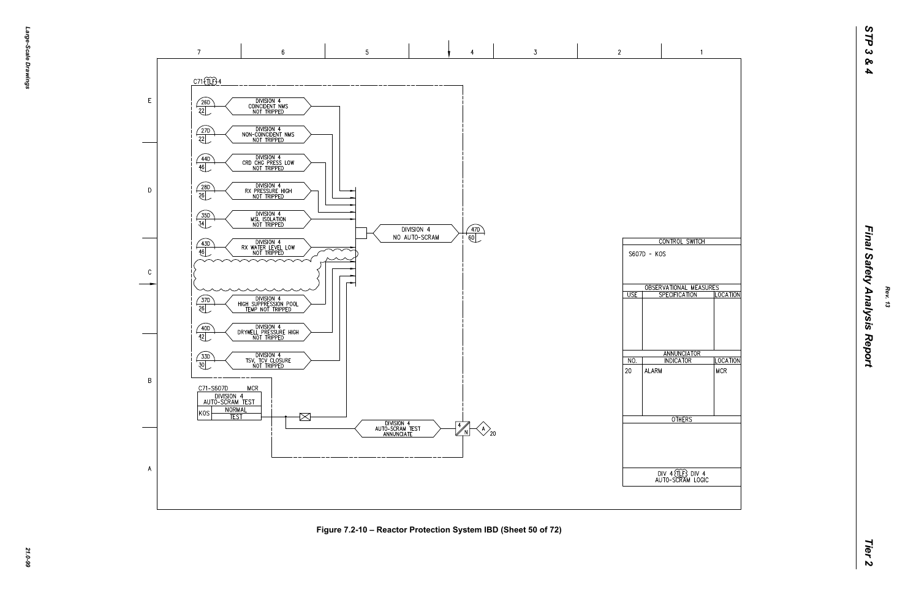C71 TLF 4

| | |
|---|---|
| 26D / 22 | DIVISION 4 COINCIDENT NMS NOT TRIPPED |
| 27D / 22 | DIVISION 4 NON-COINCIDENT NMS NOT TRIPPED |
| 44D / 46 | DIVISION 4 CRD CHG PRESS LOW NOT TRIPPED |
| 28D / 26 | DIVISION 4 RX PRESSURE HIGH NOT TRIPPED |
| 35D / 34 | DIVISION 4 MSL ISOLATION NOT TRIPPED |
| 43D / 46 | DIVISION 4 RX WATER LEVEL LOW NOT TRIPPED |
| 37D / 26 | DIVISION 4 HIGH SUPPRESSION POOL TEMP NOT TRIPPED |
| 40D / 42 | DIVISION 4 DRYWELL PRESSURE HIGH NOT TRIPPED |
| 33D / 30 | DIVISION 4 TSV, TCV CLOSURE NOT TRIPPED |

DIVISION 4 NO AUTO-SCRAM → 47D / 60

C71-S607D MCR
DIVISION 4 AUTO-SCRAM TEST

| KOS | NORMAL |
|---|---|
| | TEST |

DIVISION 4 AUTO-SCRAM TEST ANNUNCIATE → 4/N → A 20

| CONTROL SWITCH | | |
|---|---|---|
| S607D - KOS | | |
| **OBSERVATIONAL MEASURES** | | |
| USE | SPECIFICATION | LOCATION |
| | | |
| **ANNUNCIATOR** | | |
| NO. | INDICATOR | LOCATION |
| 20 | ALARM | MCR |
| **OTHERS** | | |
| | | |
| DIV 4 TLF DIV 4 AUTO-SCRAM LOGIC | | |

Figure 7.2-10 – Reactor Protection System IBD (Sheet 50 of 72)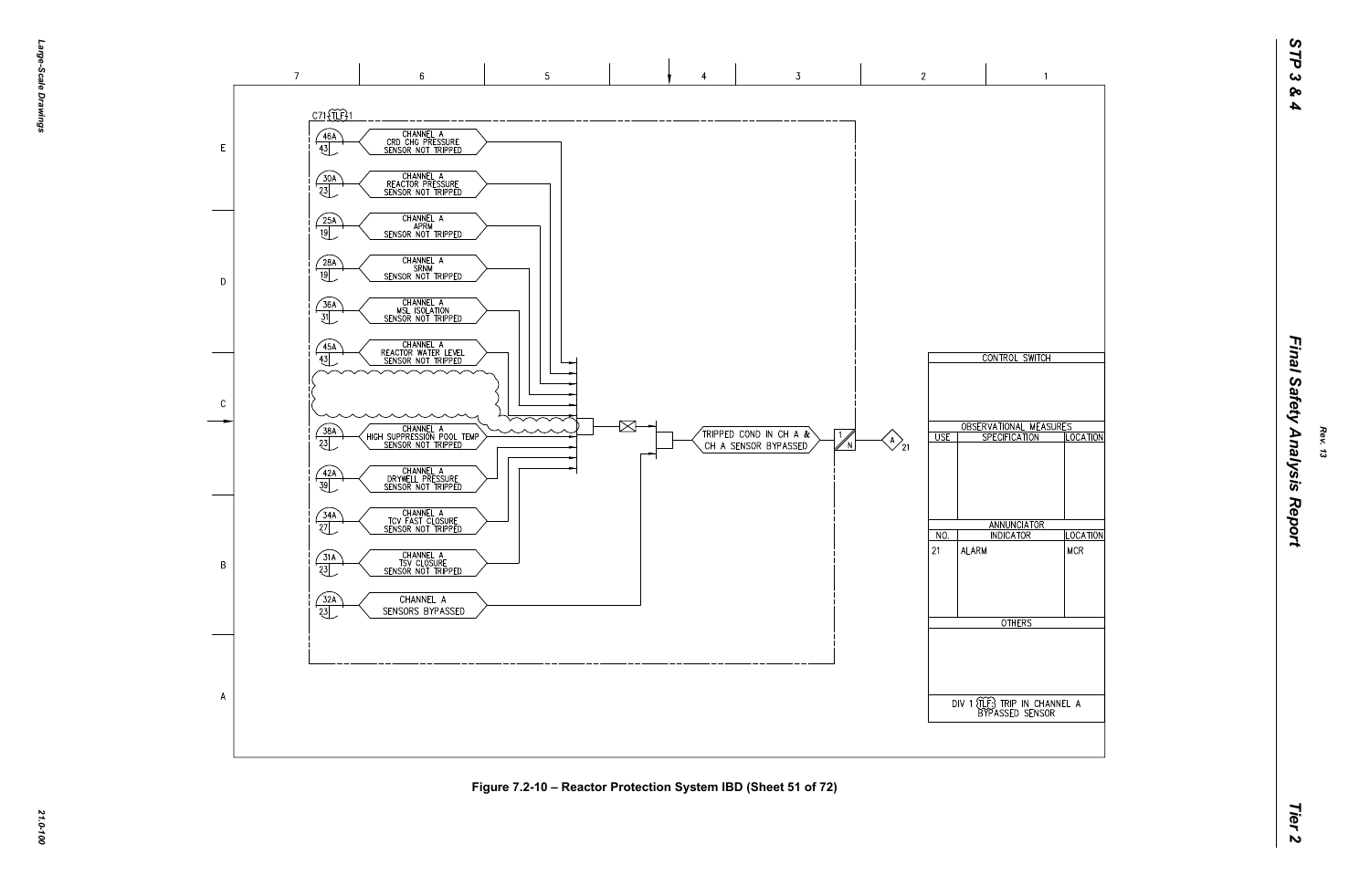C71 TLF 1

| Ref | Signal |
|---|---|
| 46A / 43 | CHANNEL A CRD CHG PRESSURE SENSOR NOT TRIPPED |
| 30A / 23 | CHANNEL A REACTOR PRESSURE SENSOR NOT TRIPPED |
| 25A / 19 | CHANNEL A APRM SENSOR NOT TRIPPED |
| 28A / 19 | CHANNEL A SRNM SENSOR NOT TRIPPED |
| 36A / 31 | CHANNEL A MSL ISOLATION SENSOR NOT TRIPPED |
| 45A / 43 | CHANNEL A REACTOR WATER LEVEL SENSOR NOT TRIPPED |
| 38A / 23 | CHANNEL A HIGH SUPPRESSION POOL TEMP SENSOR NOT TRIPPED |
| 42A / 39 | CHANNEL A DRYWELL PRESSURE SENSOR NOT TRIPPED |
| 34A / 27 | CHANNEL A TCV FAST CLOSURE SENSOR NOT TRIPPED |
| 31A / 23 | CHANNEL A TSV CLOSURE SENSOR NOT TRIPPED |
| 32A / 23 | CHANNEL A SENSORS BYPASSED |

TRIPPED COND IN CH A & CH A SENSOR BYPASSED → 1/N → A 21

| CONTROL SWITCH | | |
|---|---|---|
| | | |
| **OBSERVATIONAL MEASURES** | | |
| USE | SPECIFICATION | LOCATION |
| | | |
| **ANNUNCIATOR** | | |
| NO. | INDICATOR | LOCATION |
| 21 | ALARM | MCR |
| **OTHERS** | | |
| | | |

DIV 1 TLF TRIP IN CHANNEL A BYPASSED SENSOR

Figure 7.2-10 – Reactor Protection System IBD (Sheet 51 of 72)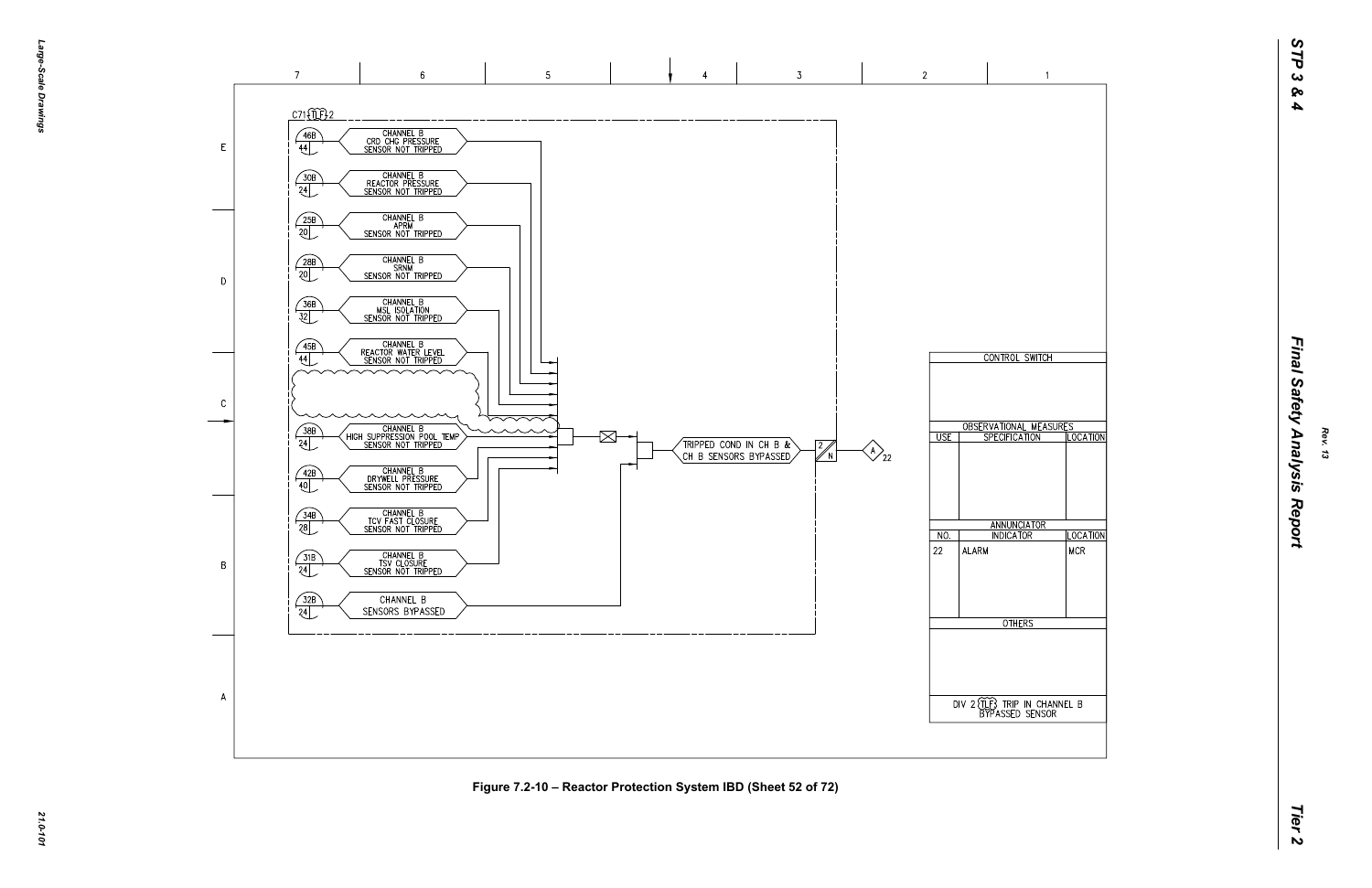C71 TLF 2

| | |
|---|---|
| 46B / 44 | CHANNEL B CRD CHG PRESSURE SENSOR NOT TRIPPED |
| 30B / 24 | CHANNEL B REACTOR PRESSURE SENSOR NOT TRIPPED |
| 25B / 20 | CHANNEL B APRM SENSOR NOT TRIPPED |
| 28B / 20 | CHANNEL B SRNM SENSOR NOT TRIPPED |
| 36B / 32 | CHANNEL B MSL ISOLATION SENSOR NOT TRIPPED |
| 45B / 44 | CHANNEL B REACTOR WATER LEVEL SENSOR NOT TRIPPED |
| 38B / 24 | CHANNEL B HIGH SUPPRESSION POOL TEMP SENSOR NOT TRIPPED |
| 42B / 40 | CHANNEL B DRYWELL PRESSURE SENSOR NOT TRIPPED |
| 34B / 28 | CHANNEL B TCV FAST CLOSURE SENSOR NOT TRIPPED |
| 31B / 24 | CHANNEL B TSV CLOSURE SENSOR NOT TRIPPED |
| 32B / 24 | CHANNEL B SENSORS BYPASSED |

TRIPPED COND IN CH B & CH B SENSORS BYPASSED → 2/N → A 22

| CONTROL SWITCH | | |
|---|---|---|
| | | |

| OBSERVATIONAL MEASURES | | |
|---|---|---|
| USE | SPECIFICATION | LOCATION |
| | | |

| ANNUNCIATOR | | |
|---|---|---|
| NO. | INDICATOR | LOCATION |
| 22 | ALARM | MCR |

| OTHERS |
|---|
| |

DIV 2 TLF TRIP IN CHANNEL B BYPASSED SENSOR

Figure 7.2-10 – Reactor Protection System IBD (Sheet 52 of 72)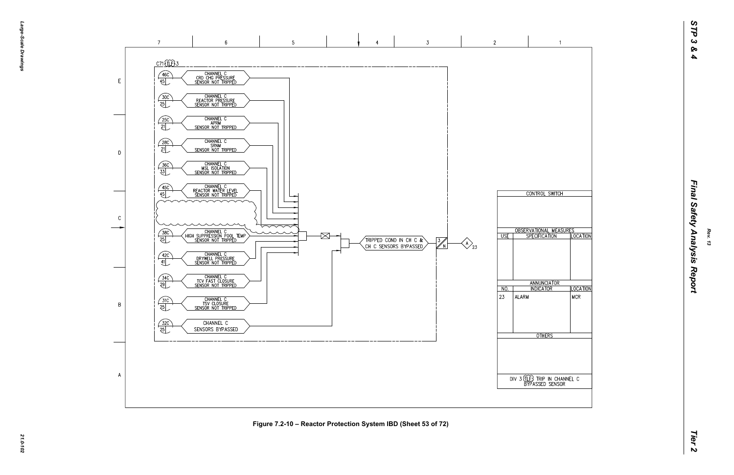C71 (TLF) 3

| Ref | Input |
|---|---|
| 46C / 45 | CHANNEL C CRD CHG PRESSURE SENSOR NOT TRIPPED |
| 30C / 25 | CHANNEL C REACTOR PRESSURE SENSOR NOT TRIPPED |
| 25C / 21 | CHANNEL C APRM SENSOR NOT TRIPPED |
| 28C / 21 | CHANNEL C SRNM SENSOR NOT TRIPPED |
| 36C / 33 | CHANNEL C MSL ISOLATION SENSOR NOT TRIPPED |
| 45C / 45 | CHANNEL C REACTOR WATER LEVEL SENSOR NOT TRIPPED |
| 38C / 25 | CHANNEL C HIGH SUPPRESSION POOL TEMP SENSOR NOT TRIPPED |
| 42C / 41 | CHANNEL C DRYWELL PRESSURE SENSOR NOT TRIPPED |
| 34C / 29 | CHANNEL C TCV FAST CLOSURE SENSOR NOT TRIPPED |
| 31C / 25 | CHANNEL C TSV CLOSURE SENSOR NOT TRIPPED |
| 32C / 25 | CHANNEL C SENSORS BYPASSED |

TRIPPED COND IN CH C & CH C SENSORS BYPASSED → 3/N → A 23

| CONTROL SWITCH | | |
|---|---|---|
| | | |

| OBSERVATIONAL MEASURES | | |
|---|---|---|
| USE | SPECIFICATION | LOCATION |
| | | |

| ANNUNCIATOR | | |
|---|---|---|
| NO. | INDICATOR | LOCATION |
| 23 | ALARM | MCR |

| OTHERS |
|---|
| |

DIV 3 (TLF) TRIP IN CHANNEL C BYPASSED SENSOR

Figure 7.2-10 – Reactor Protection System IBD (Sheet 53 of 72)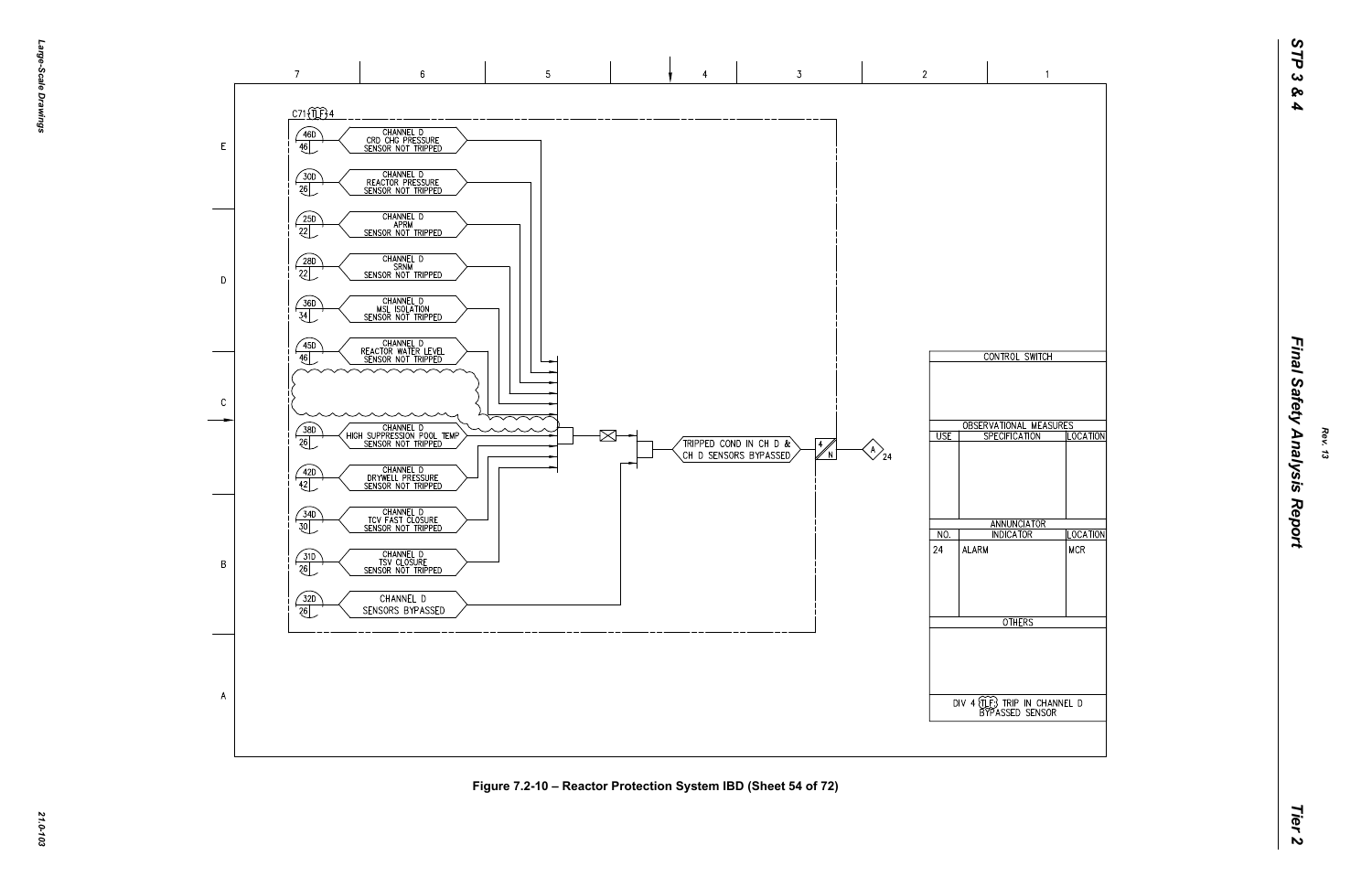C71 TLF 4

| | |
|---|---|
| 46D / 46 | CHANNEL D CRD CHG PRESSURE SENSOR NOT TRIPPED |
| 30D / 26 | CHANNEL D REACTOR PRESSURE SENSOR NOT TRIPPED |
| 25D / 22 | CHANNEL D APRM SENSOR NOT TRIPPED |
| 28D / 22 | CHANNEL D SRNM SENSOR NOT TRIPPED |
| 36D / 34 | CHANNEL D MSL ISOLATION SENSOR NOT TRIPPED |
| 45D / 46 | CHANNEL D REACTOR WATER LEVEL SENSOR NOT TRIPPED |
| 38D / 26 | CHANNEL D HIGH SUPPRESSION POOL TEMP SENSOR NOT TRIPPED |
| 42D / 42 | CHANNEL D DRYWELL PRESSURE SENSOR NOT TRIPPED |
| 34D / 30 | CHANNEL D TCV FAST CLOSURE SENSOR NOT TRIPPED |
| 31D / 26 | CHANNEL D TSV CLOSURE SENSOR NOT TRIPPED |
| 32D / 26 | CHANNEL D SENSORS BYPASSED |

TRIPPED COND IN CH D & CH D SENSORS BYPASSED → 4/N → A 24

| CONTROL SWITCH | | |
|---|---|---|
| | | |
| **OBSERVATIONAL MEASURES** | | |
| USE | SPECIFICATION | LOCATION |
| | | |
| **ANNUNCIATOR** | | |
| NO. | INDICATOR | LOCATION |
| 24 | ALARM | MCR |
| **OTHERS** | | |
| DIV 4 TLF TRIP IN CHANNEL D BYPASSED SENSOR | | |

Figure 7.2-10 – Reactor Protection System IBD (Sheet 54 of 72)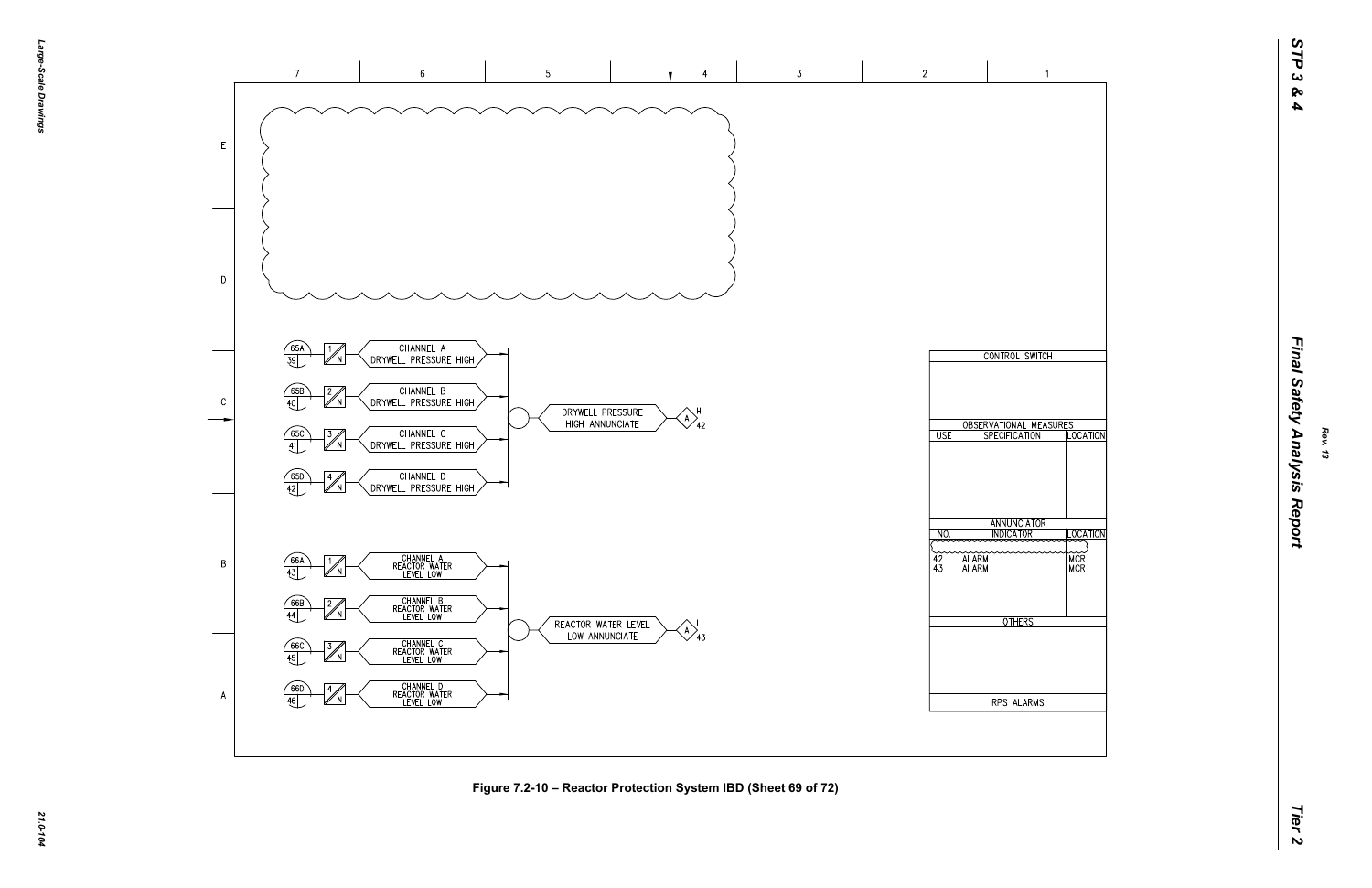| 65A 39 | 1 N | CHANNEL A DRYWELL PRESSURE HIGH |
|---|---|---|
| 65B 40 | 2 N | CHANNEL B DRYWELL PRESSURE HIGH |
| 65C 41 | 3 N | CHANNEL C DRYWELL PRESSURE HIGH |
| 65D 42 | 4 N | CHANNEL D DRYWELL PRESSURE HIGH |

DRYWELL PRESSURE HIGH ANNUNCIATE → A H 42

| 66A 43 | 1 N | CHANNEL A REACTOR WATER LEVEL LOW |
|---|---|---|
| 66B 44 | 2 N | CHANNEL B REACTOR WATER LEVEL LOW |
| 66C 45 | 3 N | CHANNEL C REACTOR WATER LEVEL LOW |
| 66D 46 | 4 N | CHANNEL D REACTOR WATER LEVEL LOW |

REACTOR WATER LEVEL LOW ANNUNCIATE → A L 43

**CONTROL SWITCH**

**OBSERVATIONAL MEASURES**

| USE | SPECIFICATION | LOCATION |
|---|---|---|
| | | |

**ANNUNCIATOR**

| NO. | INDICATOR | LOCATION |
|---|---|---|
| 42 | ALARM | MCR |
| 43 | ALARM | MCR |

**OTHERS**

**RPS ALARMS**

Figure 7.2-10 – Reactor Protection System IBD (Sheet 69 of 72)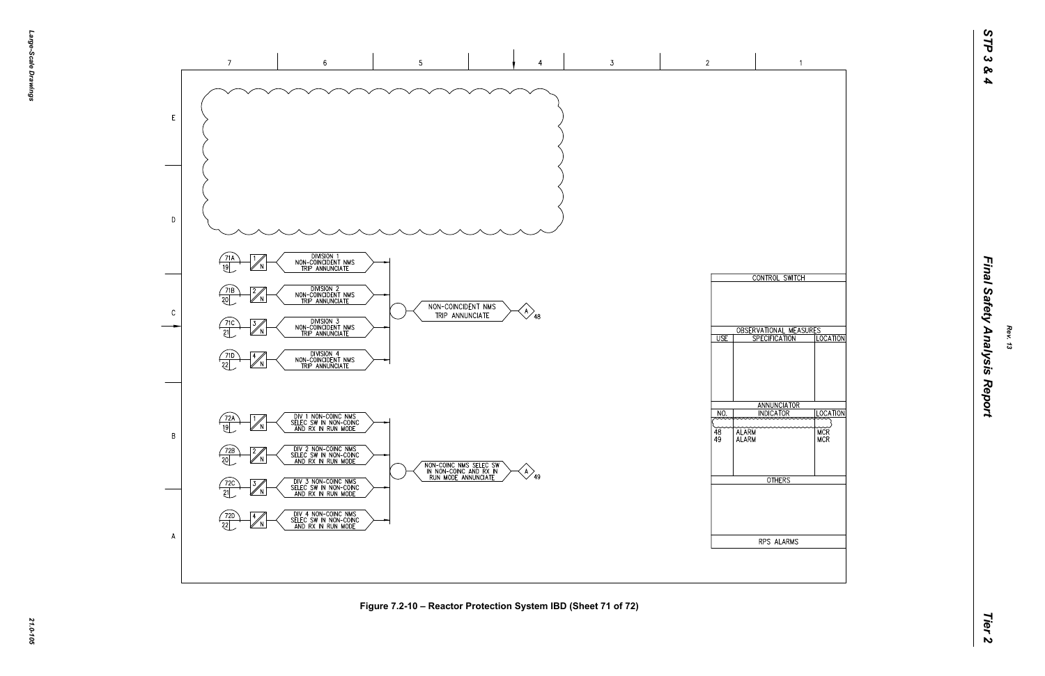DIVISION 1 NON-COINCIDENT NMS TRIP ANNUNCIATE

DIVISION 2 NON-COINCIDENT NMS TRIP ANNUNCIATE

DIVISION 3 NON-COINCIDENT NMS TRIP ANNUNCIATE

DIVISION 4 NON-COINCIDENT NMS TRIP ANNUNCIATE

NON-COINCIDENT NMS TRIP ANNUNCIATE

DIV 1 NON-COINC NMS SELEC SW IN NON-COINC AND RX IN RUN MODE

DIV 2 NON-COINC NMS SELEC SW IN NON-COINC AND RX IN RUN MODE

DIV 3 NON-COINC NMS SELEC SW IN NON-COINC AND RX IN RUN MODE

DIV 4 NON-COINC NMS SELEC SW IN NON-COINC AND RX IN RUN MODE

NON-COINC NMS SELEC SW IN NON-COINC AND RX IN RUN MODE ANNUNCIATE

| CONTROL SWITCH | | |
|---|---|---|
| OBSERVATIONAL MEASURES | | |
| USE | SPECIFICATION | LOCATION |
| ANNUNCIATOR | | |
| NO. | INDICATOR | LOCATION |
| 48 | ALARM | MCR |
| 49 | ALARM | MCR |
| OTHERS | | |
| RPS ALARMS | | |

Figure 7.2-10 – Reactor Protection System IBD (Sheet 71 of 72)